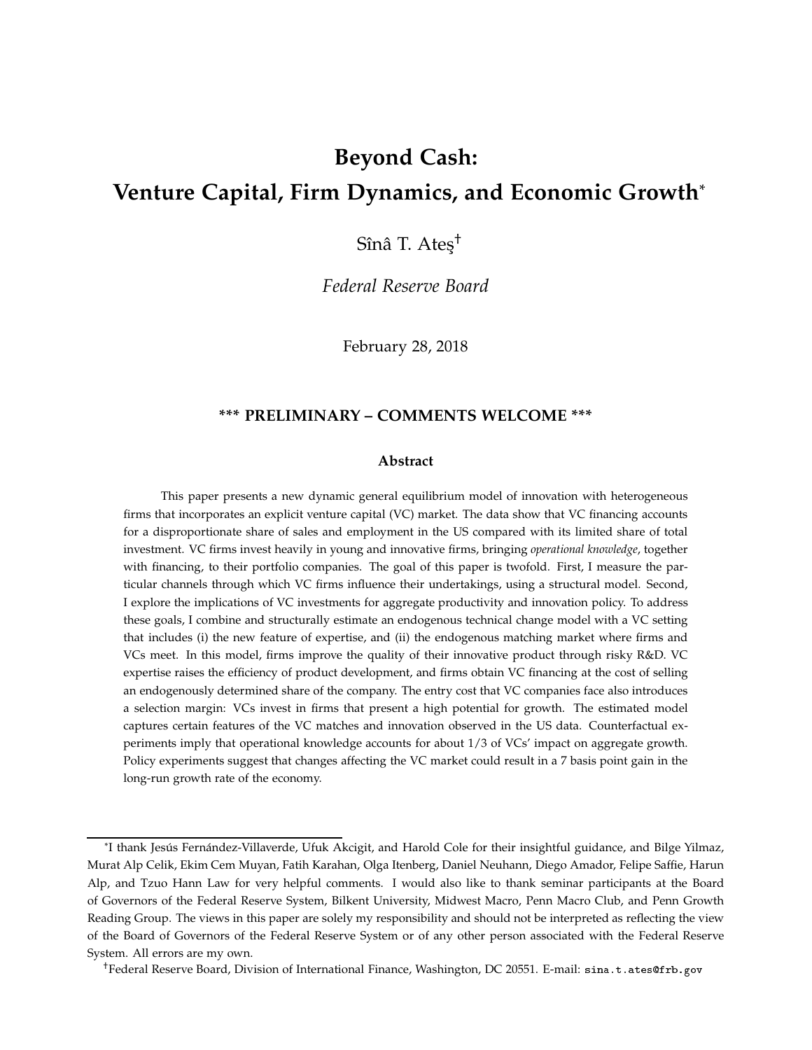# Beyond Cash: Venture Capital, Firm Dynamics, and Economic Growth*

Sînâ T. Ateş†

*Federal Reserve Board*

February 28, 2018

**\*\*\* PRELIMINARY – COMMENTS WELCOME \*\*\***

### Abstract

This paper presents a new dynamic general equilibrium model of innovation with heterogeneous firms that incorporates an explicit venture capital (VC) market. The data show that VC financing accounts for a disproportionate share of sales and employment in the US compared with its limited share of total investment. VC firms invest heavily in young and innovative firms, bringing *operational knowledge*, together with financing, to their portfolio companies. The goal of this paper is twofold. First, I measure the particular channels through which VC firms influence their undertakings, using a structural model. Second, I explore the implications of VC investments for aggregate productivity and innovation policy. To address these goals, I combine and structurally estimate an endogenous technical change model with a VC setting that includes (i) the new feature of expertise, and (ii) the endogenous matching market where firms and VCs meet. In this model, firms improve the quality of their innovative product through risky R&D. VC expertise raises the efficiency of product development, and firms obtain VC financing at the cost of selling an endogenously determined share of the company. The entry cost that VC companies face also introduces a selection margin: VCs invest in firms that present a high potential for growth. The estimated model captures certain features of the VC matches and innovation observed in the US data. Counterfactual experiments imply that operational knowledge accounts for about 1/3 of VCs' impact on aggregate growth. Policy experiments suggest that changes affecting the VC market could result in a 7 basis point gain in the long-run growth rate of the economy.

---

*I thank Jesús Fernández-Villaverde, Ufuk Akcigit, and Harold Cole for their insightful guidance, and Bilge Yilmaz, Murat Alp Celik, Ekim Cem Muyan, Fatih Karahan, Olga Itenberg, Daniel Neuhann, Diego Amador, Felipe Saffie, Harun Alp, and Tzuo Hann Law for very helpful comments. I would also like to thank seminar participants at the Board of Governors of the Federal Reserve System, Bilkent University, Midwest Macro, Penn Macro Club, and Penn Growth Reading Group. The views in this paper are solely my responsibility and should not be interpreted as reflecting the view of the Board of Governors of the Federal Reserve System or of any other person associated with the Federal Reserve System. All errors are my own.

†Federal Reserve Board, Division of International Finance, Washington, DC 20551. E-mail: `sina.t.ates@frb.gov`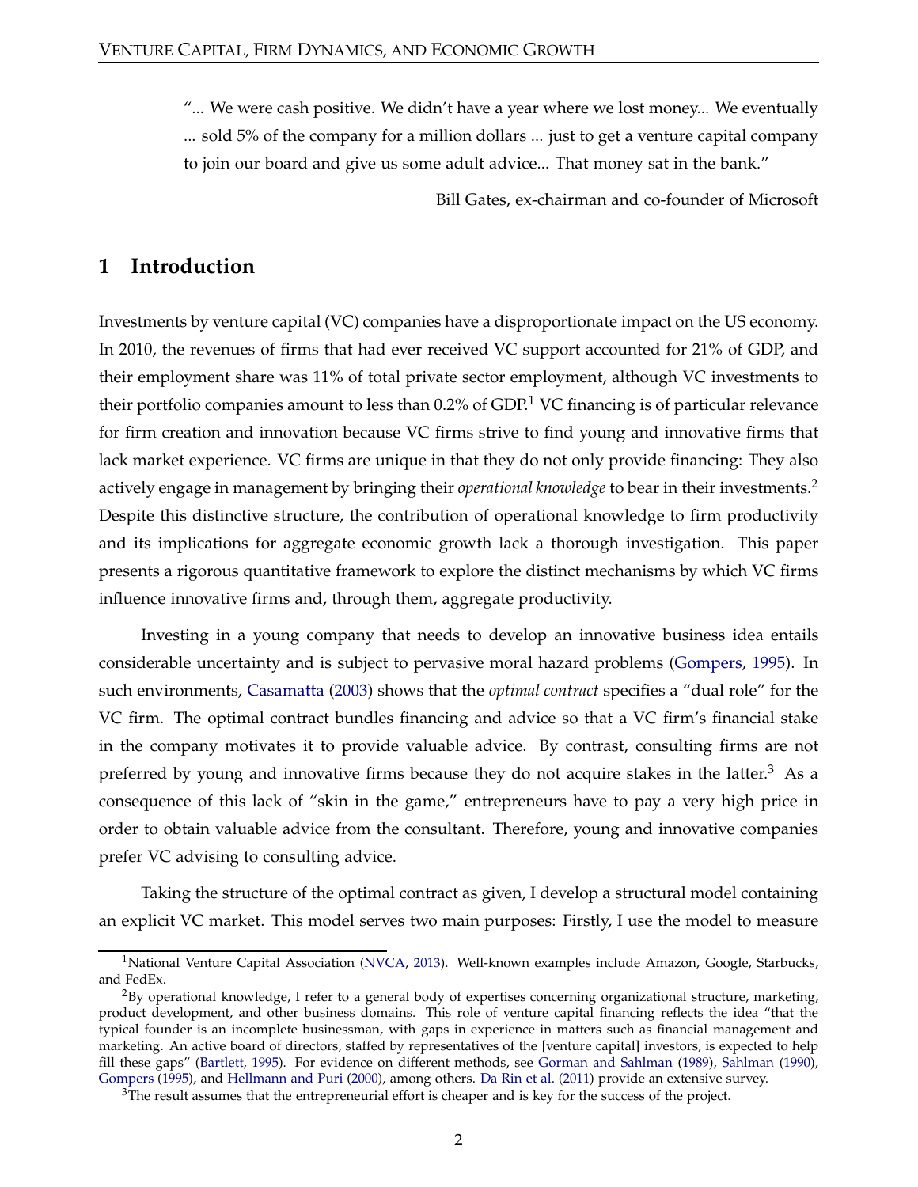> "... We were cash positive. We didn't have a year where we lost money... We eventually ... sold 5% of the company for a million dollars ... just to get a venture capital company to join our board and give us some adult advice... That money sat in the bank."
>
> Bill Gates, ex-chairman and co-founder of Microsoft

# 1 Introduction

Investments by venture capital (VC) companies have a disproportionate impact on the US economy. In 2010, the revenues of firms that had ever received VC support accounted for 21% of GDP, and their employment share was 11% of total private sector employment, although VC investments to their portfolio companies amount to less than 0.2% of GDP.[1] VC financing is of particular relevance for firm creation and innovation because VC firms strive to find young and innovative firms that lack market experience. VC firms are unique in that they do not only provide financing: They also actively engage in management by bringing their *operational knowledge* to bear in their investments.[2] Despite this distinctive structure, the contribution of operational knowledge to firm productivity and its implications for aggregate economic growth lack a thorough investigation. This paper presents a rigorous quantitative framework to explore the distinct mechanisms by which VC firms influence innovative firms and, through them, aggregate productivity.

Investing in a young company that needs to develop an innovative business idea entails considerable uncertainty and is subject to pervasive moral hazard problems (Gompers, 1995). In such environments, Casamatta (2003) shows that the *optimal contract* specifies a "dual role" for the VC firm. The optimal contract bundles financing and advice so that a VC firm's financial stake in the company motivates it to provide valuable advice. By contrast, consulting firms are not preferred by young and innovative firms because they do not acquire stakes in the latter.[3] As a consequence of this lack of "skin in the game," entrepreneurs have to pay a very high price in order to obtain valuable advice from the consultant. Therefore, young and innovative companies prefer VC advising to consulting advice.

Taking the structure of the optimal contract as given, I develop a structural model containing an explicit VC market. This model serves two main purposes: Firstly, I use the model to measure

---

[1] National Venture Capital Association (NVCA, 2013). Well-known examples include Amazon, Google, Starbucks, and FedEx.

[2] By operational knowledge, I refer to a general body of expertises concerning organizational structure, marketing, product development, and other business domains. This role of venture capital financing reflects the idea "that the typical founder is an incomplete businessman, with gaps in experience in matters such as financial management and marketing. An active board of directors, staffed by representatives of the [venture capital] investors, is expected to help fill these gaps" (Bartlett, 1995). For evidence on different methods, see Gorman and Sahlman (1989), Sahlman (1990), Gompers (1995), and Hellmann and Puri (2000), among others. Da Rin et al. (2011) provide an extensive survey.

[3] The result assumes that the entrepreneurial effort is cheaper and is key for the success of the project.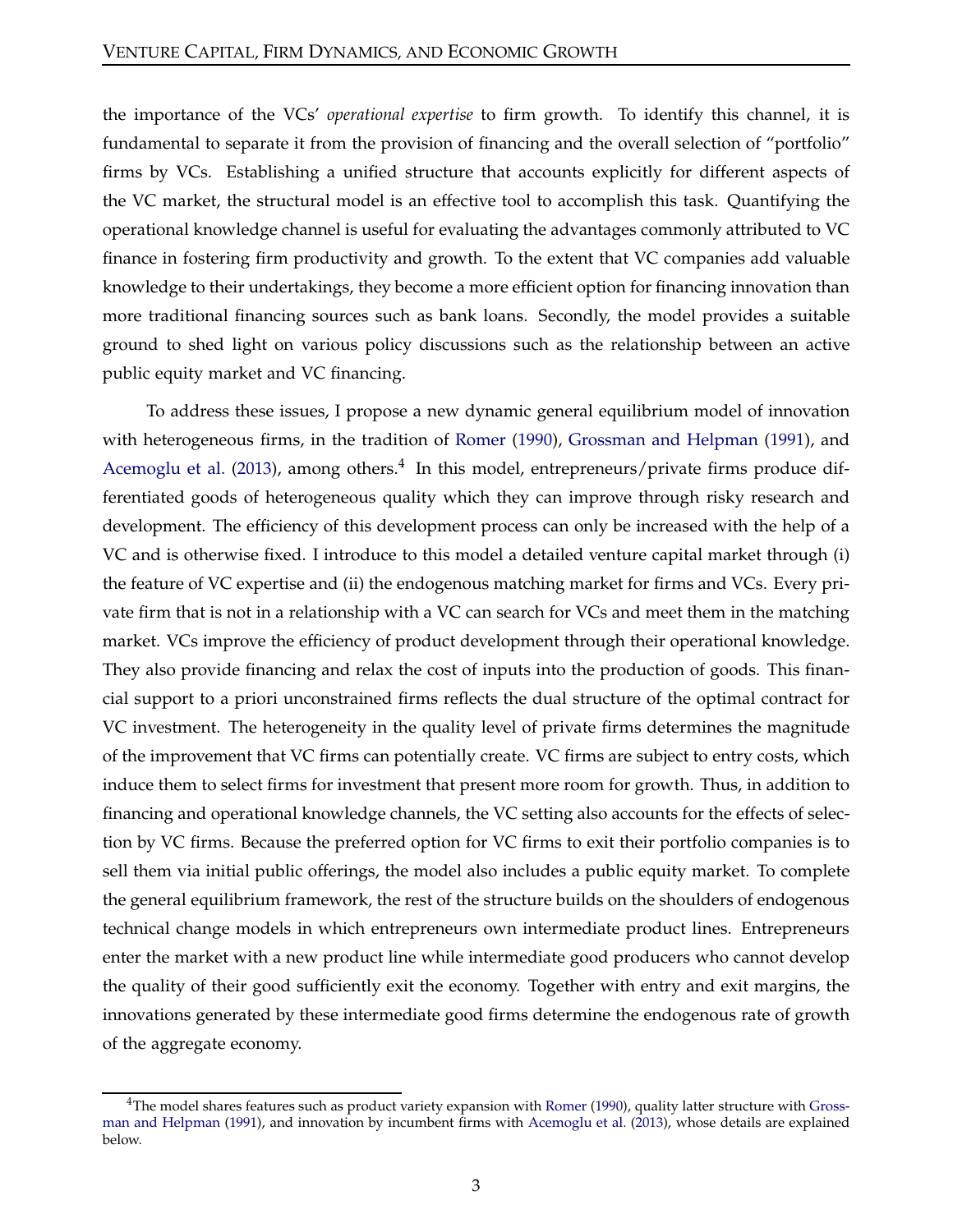the importance of the VCs' *operational expertise* to firm growth. To identify this channel, it is fundamental to separate it from the provision of financing and the overall selection of "portfolio" firms by VCs. Establishing a unified structure that accounts explicitly for different aspects of the VC market, the structural model is an effective tool to accomplish this task. Quantifying the operational knowledge channel is useful for evaluating the advantages commonly attributed to VC finance in fostering firm productivity and growth. To the extent that VC companies add valuable knowledge to their undertakings, they become a more efficient option for financing innovation than more traditional financing sources such as bank loans. Secondly, the model provides a suitable ground to shed light on various policy discussions such as the relationship between an active public equity market and VC financing.

To address these issues, I propose a new dynamic general equilibrium model of innovation with heterogeneous firms, in the tradition of Romer (1990), Grossman and Helpman (1991), and Acemoglu et al. (2013), among others.[4] In this model, entrepreneurs/private firms produce differentiated goods of heterogeneous quality which they can improve through risky research and development. The efficiency of this development process can only be increased with the help of a VC and is otherwise fixed. I introduce to this model a detailed venture capital market through (i) the feature of VC expertise and (ii) the endogenous matching market for firms and VCs. Every private firm that is not in a relationship with a VC can search for VCs and meet them in the matching market. VCs improve the efficiency of product development through their operational knowledge. They also provide financing and relax the cost of inputs into the production of goods. This financial support to a priori unconstrained firms reflects the dual structure of the optimal contract for VC investment. The heterogeneity in the quality level of private firms determines the magnitude of the improvement that VC firms can potentially create. VC firms are subject to entry costs, which induce them to select firms for investment that present more room for growth. Thus, in addition to financing and operational knowledge channels, the VC setting also accounts for the effects of selection by VC firms. Because the preferred option for VC firms to exit their portfolio companies is to sell them via initial public offerings, the model also includes a public equity market. To complete the general equilibrium framework, the rest of the structure builds on the shoulders of endogenous technical change models in which entrepreneurs own intermediate product lines. Entrepreneurs enter the market with a new product line while intermediate good producers who cannot develop the quality of their good sufficiently exit the economy. Together with entry and exit margins, the innovations generated by these intermediate good firms determine the endogenous rate of growth of the aggregate economy.

[4] The model shares features such as product variety expansion with Romer (1990), quality latter structure with Grossman and Helpman (1991), and innovation by incumbent firms with Acemoglu et al. (2013), whose details are explained below.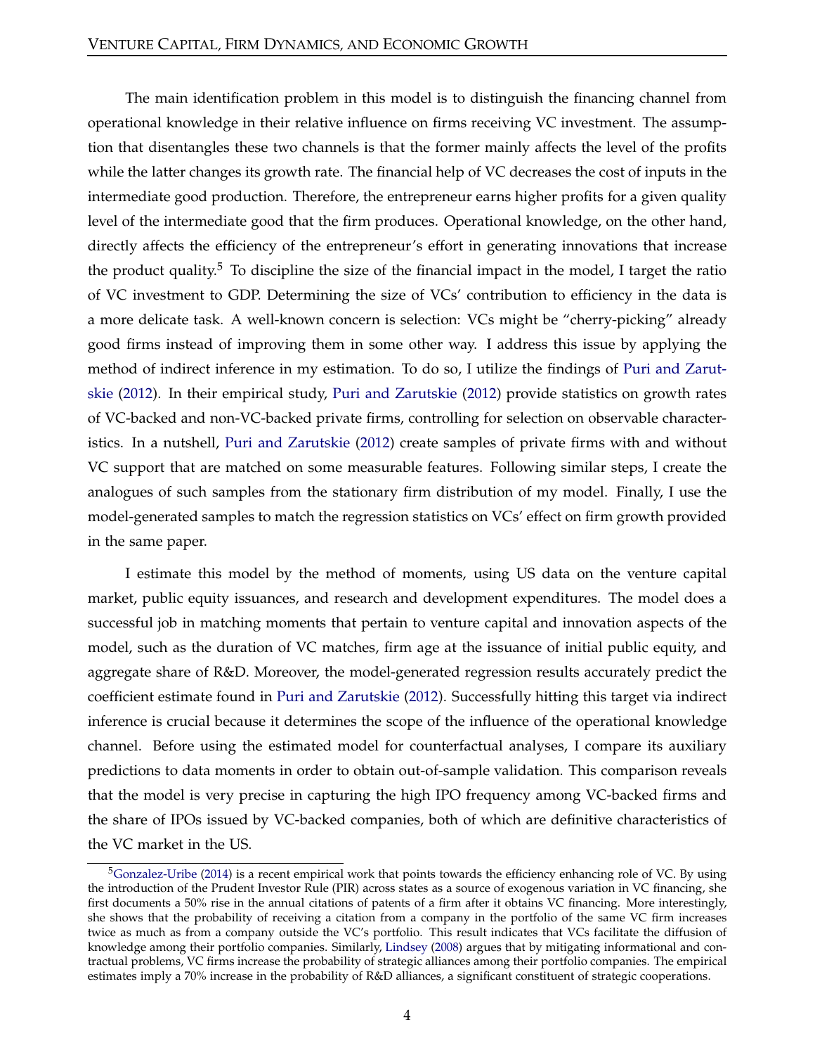The main identification problem in this model is to distinguish the financing channel from operational knowledge in their relative influence on firms receiving VC investment. The assumption that disentangles these two channels is that the former mainly affects the level of the profits while the latter changes its growth rate. The financial help of VC decreases the cost of inputs in the intermediate good production. Therefore, the entrepreneur earns higher profits for a given quality level of the intermediate good that the firm produces. Operational knowledge, on the other hand, directly affects the efficiency of the entrepreneur's effort in generating innovations that increase the product quality.[5] To discipline the size of the financial impact in the model, I target the ratio of VC investment to GDP. Determining the size of VCs' contribution to efficiency in the data is a more delicate task. A well-known concern is selection: VCs might be "cherry-picking" already good firms instead of improving them in some other way. I address this issue by applying the method of indirect inference in my estimation. To do so, I utilize the findings of Puri and Zarutskie (2012). In their empirical study, Puri and Zarutskie (2012) provide statistics on growth rates of VC-backed and non-VC-backed private firms, controlling for selection on observable characteristics. In a nutshell, Puri and Zarutskie (2012) create samples of private firms with and without VC support that are matched on some measurable features. Following similar steps, I create the analogues of such samples from the stationary firm distribution of my model. Finally, I use the model-generated samples to match the regression statistics on VCs' effect on firm growth provided in the same paper.

I estimate this model by the method of moments, using US data on the venture capital market, public equity issuances, and research and development expenditures. The model does a successful job in matching moments that pertain to venture capital and innovation aspects of the model, such as the duration of VC matches, firm age at the issuance of initial public equity, and aggregate share of R&D. Moreover, the model-generated regression results accurately predict the coefficient estimate found in Puri and Zarutskie (2012). Successfully hitting this target via indirect inference is crucial because it determines the scope of the influence of the operational knowledge channel. Before using the estimated model for counterfactual analyses, I compare its auxiliary predictions to data moments in order to obtain out-of-sample validation. This comparison reveals that the model is very precise in capturing the high IPO frequency among VC-backed firms and the share of IPOs issued by VC-backed companies, both of which are definitive characteristics of the VC market in the US.

[5] Gonzalez-Uribe (2014) is a recent empirical work that points towards the efficiency enhancing role of VC. By using the introduction of the Prudent Investor Rule (PIR) across states as a source of exogenous variation in VC financing, she first documents a 50% rise in the annual citations of patents of a firm after it obtains VC financing. More interestingly, she shows that the probability of receiving a citation from a company in the portfolio of the same VC firm increases twice as much as from a company outside the VC's portfolio. This result indicates that VCs facilitate the diffusion of knowledge among their portfolio companies. Similarly, Lindsey (2008) argues that by mitigating informational and contractual problems, VC firms increase the probability of strategic alliances among their portfolio companies. The empirical estimates imply a 70% increase in the probability of R&D alliances, a significant constituent of strategic cooperations.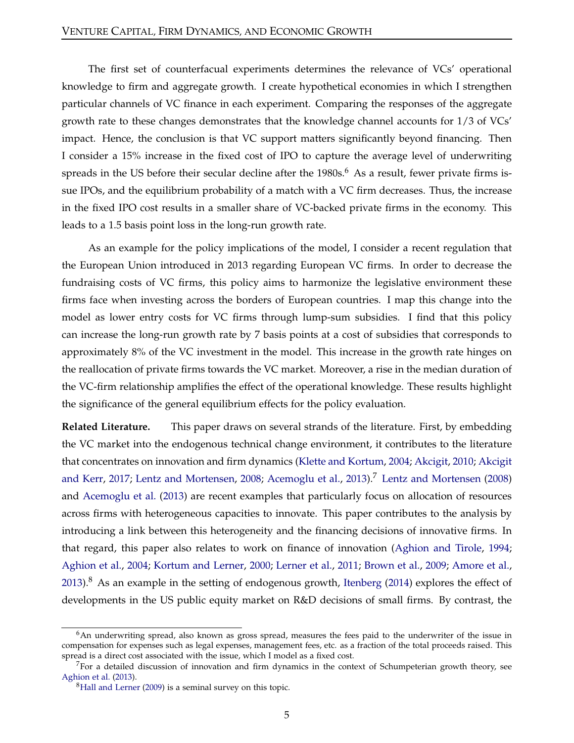The first set of counterfacual experiments determines the relevance of VCs' operational knowledge to firm and aggregate growth. I create hypothetical economies in which I strengthen particular channels of VC finance in each experiment. Comparing the responses of the aggregate growth rate to these changes demonstrates that the knowledge channel accounts for 1/3 of VCs' impact. Hence, the conclusion is that VC support matters significantly beyond financing. Then I consider a 15% increase in the fixed cost of IPO to capture the average level of underwriting spreads in the US before their secular decline after the 1980s.[6] As a result, fewer private firms issue IPOs, and the equilibrium probability of a match with a VC firm decreases. Thus, the increase in the fixed IPO cost results in a smaller share of VC-backed private firms in the economy. This leads to a 1.5 basis point loss in the long-run growth rate.

As an example for the policy implications of the model, I consider a recent regulation that the European Union introduced in 2013 regarding European VC firms. In order to decrease the fundraising costs of VC firms, this policy aims to harmonize the legislative environment these firms face when investing across the borders of European countries. I map this change into the model as lower entry costs for VC firms through lump-sum subsidies. I find that this policy can increase the long-run growth rate by 7 basis points at a cost of subsidies that corresponds to approximately 8% of the VC investment in the model. This increase in the growth rate hinges on the reallocation of private firms towards the VC market. Moreover, a rise in the median duration of the VC-firm relationship amplifies the effect of the operational knowledge. These results highlight the significance of the general equilibrium effects for the policy evaluation.

**Related Literature.** This paper draws on several strands of the literature. First, by embedding the VC market into the endogenous technical change environment, it contributes to the literature that concentrates on innovation and firm dynamics (Klette and Kortum, 2004; Akcigit, 2010; Akcigit and Kerr, 2017; Lentz and Mortensen, 2008; Acemoglu et al., 2013).[7] Lentz and Mortensen (2008) and Acemoglu et al. (2013) are recent examples that particularly focus on allocation of resources across firms with heterogeneous capacities to innovate. This paper contributes to the analysis by introducing a link between this heterogeneity and the financing decisions of innovative firms. In that regard, this paper also relates to work on finance of innovation (Aghion and Tirole, 1994; Aghion et al., 2004; Kortum and Lerner, 2000; Lerner et al., 2011; Brown et al., 2009; Amore et al., 2013).[8] As an example in the setting of endogenous growth, Itenberg (2014) explores the effect of developments in the US public equity market on R&D decisions of small firms. By contrast, the

---

[6] An underwriting spread, also known as gross spread, measures the fees paid to the underwriter of the issue in compensation for expenses such as legal expenses, management fees, etc. as a fraction of the total proceeds raised. This spread is a direct cost associated with the issue, which I model as a fixed cost.

[7] For a detailed discussion of innovation and firm dynamics in the context of Schumpeterian growth theory, see Aghion et al. (2013).

[8] Hall and Lerner (2009) is a seminal survey on this topic.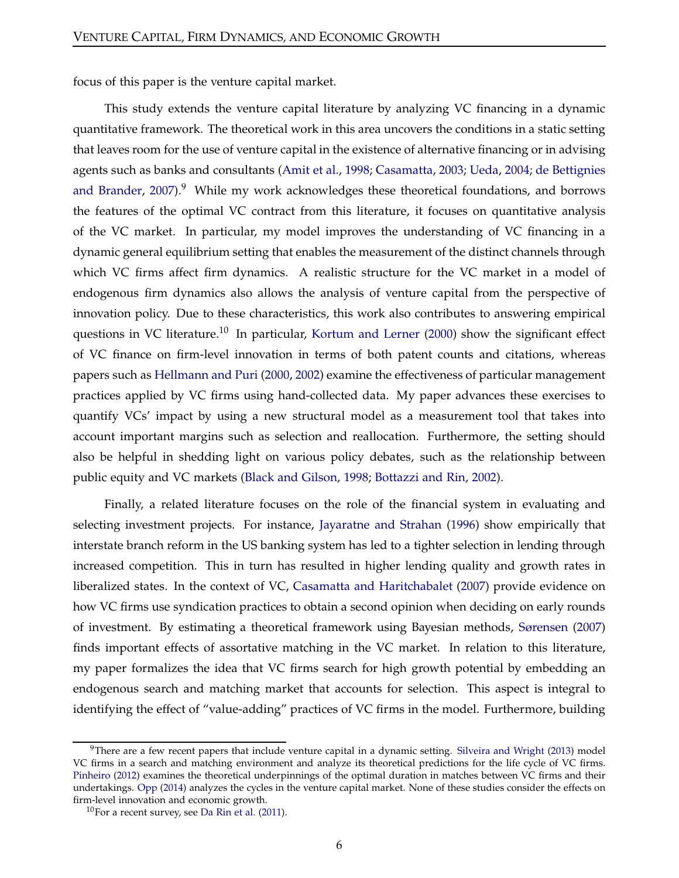focus of this paper is the venture capital market.

This study extends the venture capital literature by analyzing VC financing in a dynamic quantitative framework. The theoretical work in this area uncovers the conditions in a static setting that leaves room for the use of venture capital in the existence of alternative financing or in advising agents such as banks and consultants (Amit et al., 1998; Casamatta, 2003; Ueda, 2004; de Bettignies and Brander, 2007).[9] While my work acknowledges these theoretical foundations, and borrows the features of the optimal VC contract from this literature, it focuses on quantitative analysis of the VC market. In particular, my model improves the understanding of VC financing in a dynamic general equilibrium setting that enables the measurement of the distinct channels through which VC firms affect firm dynamics. A realistic structure for the VC market in a model of endogenous firm dynamics also allows the analysis of venture capital from the perspective of innovation policy. Due to these characteristics, this work also contributes to answering empirical questions in VC literature.[10] In particular, Kortum and Lerner (2000) show the significant effect of VC finance on firm-level innovation in terms of both patent counts and citations, whereas papers such as Hellmann and Puri (2000, 2002) examine the effectiveness of particular management practices applied by VC firms using hand-collected data. My paper advances these exercises to quantify VCs' impact by using a new structural model as a measurement tool that takes into account important margins such as selection and reallocation. Furthermore, the setting should also be helpful in shedding light on various policy debates, such as the relationship between public equity and VC markets (Black and Gilson, 1998; Bottazzi and Rin, 2002).

Finally, a related literature focuses on the role of the financial system in evaluating and selecting investment projects. For instance, Jayaratne and Strahan (1996) show empirically that interstate branch reform in the US banking system has led to a tighter selection in lending through increased competition. This in turn has resulted in higher lending quality and growth rates in liberalized states. In the context of VC, Casamatta and Haritchabalet (2007) provide evidence on how VC firms use syndication practices to obtain a second opinion when deciding on early rounds of investment. By estimating a theoretical framework using Bayesian methods, Sørensen (2007) finds important effects of assortative matching in the VC market. In relation to this literature, my paper formalizes the idea that VC firms search for high growth potential by embedding an endogenous search and matching market that accounts for selection. This aspect is integral to identifying the effect of "value-adding" practices of VC firms in the model. Furthermore, building

[9] There are a few recent papers that include venture capital in a dynamic setting. Silveira and Wright (2013) model VC firms in a search and matching environment and analyze its theoretical predictions for the life cycle of VC firms. Pinheiro (2012) examines the theoretical underpinnings of the optimal duration in matches between VC firms and their undertakings. Opp (2014) analyzes the cycles in the venture capital market. None of these studies consider the effects on firm-level innovation and economic growth.

[10] For a recent survey, see Da Rin et al. (2011).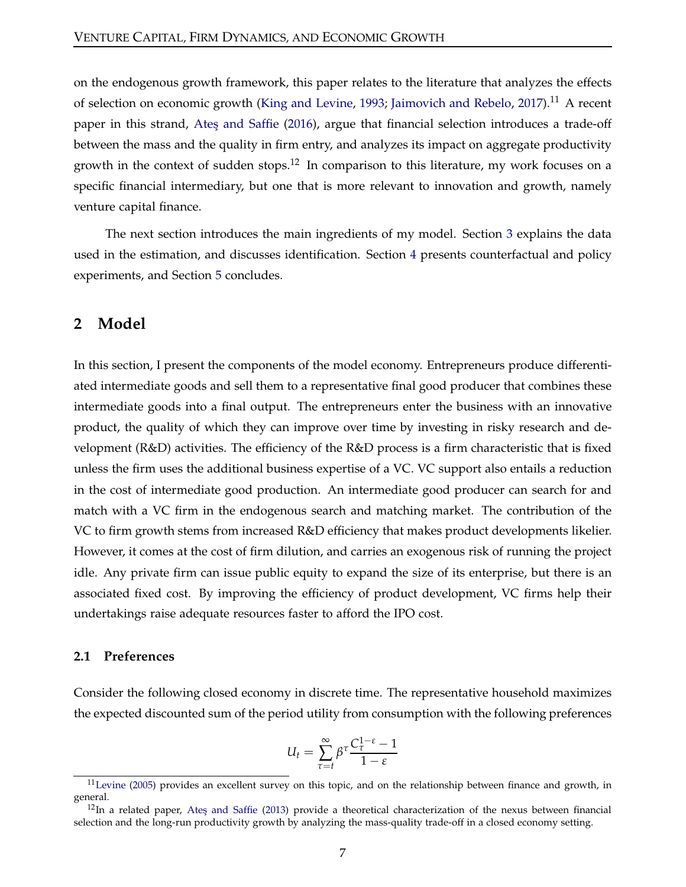on the endogenous growth framework, this paper relates to the literature that analyzes the effects of selection on economic growth (King and Levine, 1993; Jaimovich and Rebelo, 2017).[11] A recent paper in this strand, Ateş and Saffie (2016), argue that financial selection introduces a trade-off between the mass and the quality in firm entry, and analyzes its impact on aggregate productivity growth in the context of sudden stops.[12] In comparison to this literature, my work focuses on a specific financial intermediary, but one that is more relevant to innovation and growth, namely venture capital finance.

The next section introduces the main ingredients of my model. Section 3 explains the data used in the estimation, and discusses identification. Section 4 presents counterfactual and policy experiments, and Section 5 concludes.

## 2 Model

In this section, I present the components of the model economy. Entrepreneurs produce differentiated intermediate goods and sell them to a representative final good producer that combines these intermediate goods into a final output. The entrepreneurs enter the business with an innovative product, the quality of which they can improve over time by investing in risky research and development (R&D) activities. The efficiency of the R&D process is a firm characteristic that is fixed unless the firm uses the additional business expertise of a VC. VC support also entails a reduction in the cost of intermediate good production. An intermediate good producer can search for and match with a VC firm in the endogenous search and matching market. The contribution of the VC to firm growth stems from increased R&D efficiency that makes product developments likelier. However, it comes at the cost of firm dilution, and carries an exogenous risk of running the project idle. Any private firm can issue public equity to expand the size of its enterprise, but there is an associated fixed cost. By improving the efficiency of product development, VC firms help their undertakings raise adequate resources faster to afford the IPO cost.

### 2.1 Preferences

Consider the following closed economy in discrete time. The representative household maximizes the expected discounted sum of the period utility from consumption with the following preferences

$$U_t = \sum_{\tau=t}^{\infty} \beta^{\tau} \frac{C_{\tau}^{1-\varepsilon} - 1}{1-\varepsilon}$$

[11] Levine (2005) provides an excellent survey on this topic, and on the relationship between finance and growth, in general.

[12] In a related paper, Ateş and Saffie (2013) provide a theoretical characterization of the nexus between financial selection and the long-run productivity growth by analyzing the mass-quality trade-off in a closed economy setting.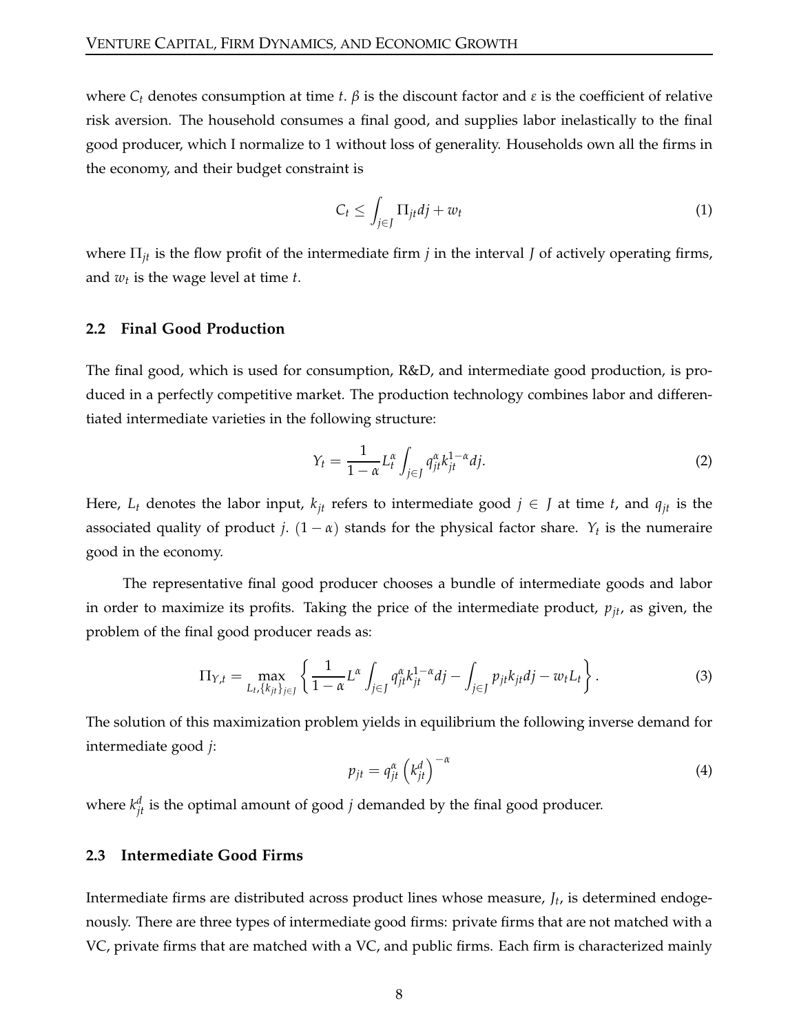where $C_t$ denotes consumption at time $t$. $\beta$ is the discount factor and $\varepsilon$ is the coefficient of relative risk aversion. The household consumes a final good, and supplies labor inelastically to the final good producer, which I normalize to 1 without loss of generality. Households own all the firms in the economy, and their budget constraint is

$$C_t \leq \int_{j \in J} \Pi_{jt} dj + w_t \tag{1}$$

where $\Pi_{jt}$ is the flow profit of the intermediate firm $j$ in the interval $J$ of actively operating firms, and $w_t$ is the wage level at time $t$.

## 2.2 Final Good Production

The final good, which is used for consumption, R&D, and intermediate good production, is produced in a perfectly competitive market. The production technology combines labor and differentiated intermediate varieties in the following structure:

$$Y_t = \frac{1}{1-\alpha} L_t^{\alpha} \int_{j \in J} q_{jt}^{\alpha} k_{jt}^{1-\alpha} dj. \tag{2}$$

Here, $L_t$ denotes the labor input, $k_{jt}$ refers to intermediate good $j \in J$ at time $t$, and $q_{jt}$ is the associated quality of product $j$. $(1-\alpha)$ stands for the physical factor share. $Y_t$ is the numeraire good in the economy.

The representative final good producer chooses a bundle of intermediate goods and labor in order to maximize its profits. Taking the price of the intermediate product, $p_{jt}$, as given, the problem of the final good producer reads as:

$$\Pi_{Y,t} = \max_{L_t, \{k_{jt}\}_{j \in J}} \left\{ \frac{1}{1-\alpha} L^{\alpha} \int_{j \in J} q_{jt}^{\alpha} k_{jt}^{1-\alpha} dj - \int_{j \in J} p_{jt} k_{jt} dj - w_t L_t \right\}. \tag{3}$$

The solution of this maximization problem yields in equilibrium the following inverse demand for intermediate good $j$:

$$p_{jt} = q_{jt}^{\alpha} \left( k_{jt}^{d} \right)^{-\alpha} \tag{4}$$

where $k_{jt}^{d}$ is the optimal amount of good $j$ demanded by the final good producer.

## 2.3 Intermediate Good Firms

Intermediate firms are distributed across product lines whose measure, $J_t$, is determined endogenously. There are three types of intermediate good firms: private firms that are not matched with a VC, private firms that are matched with a VC, and public firms. Each firm is characterized mainly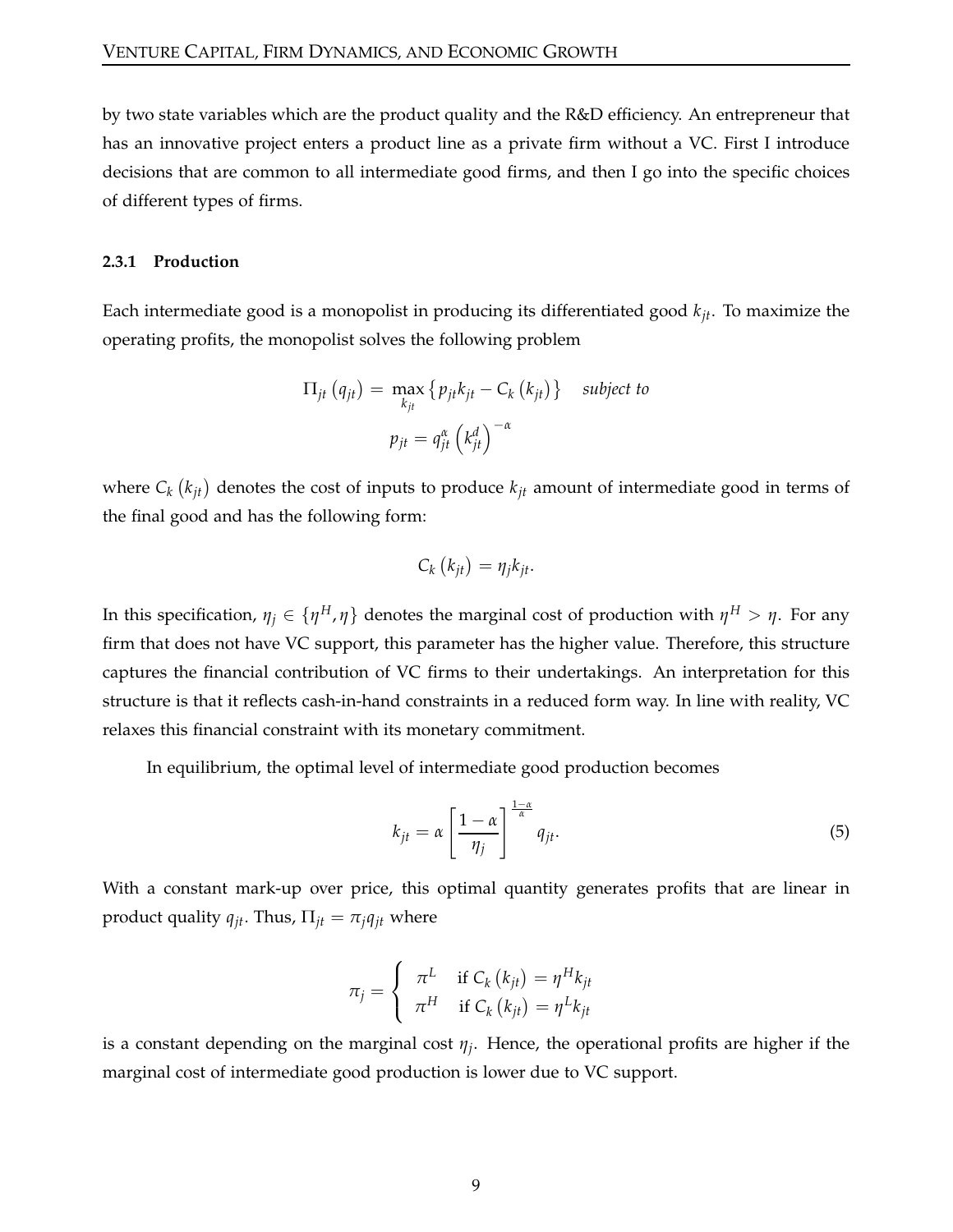by two state variables which are the product quality and the R&D efficiency. An entrepreneur that has an innovative project enters a product line as a private firm without a VC. First I introduce decisions that are common to all intermediate good firms, and then I go into the specific choices of different types of firms.

### 2.3.1 Production

Each intermediate good is a monopolist in producing its differentiated good $k_{jt}$. To maximize the operating profits, the monopolist solves the following problem

$$\Pi_{jt}\left(q_{jt}\right) = \max_{k_{jt}} \left\{ p_{jt} k_{jt} - C_k\left(k_{jt}\right) \right\} \quad \textit{subject to}$$
$$p_{jt} = q_{jt}^{\alpha} \left(k_{jt}^{d}\right)^{-\alpha}$$

where $C_k\left(k_{jt}\right)$ denotes the cost of inputs to produce $k_{jt}$ amount of intermediate good in terms of the final good and has the following form:

$$C_k\left(k_{jt}\right) = \eta_j k_{jt}.$$

In this specification, $\eta_j \in \{\eta^H, \eta\}$ denotes the marginal cost of production with $\eta^H > \eta$. For any firm that does not have VC support, this parameter has the higher value. Therefore, this structure captures the financial contribution of VC firms to their undertakings. An interpretation for this structure is that it reflects cash-in-hand constraints in a reduced form way. In line with reality, VC relaxes this financial constraint with its monetary commitment.

In equilibrium, the optimal level of intermediate good production becomes

$$k_{jt} = \alpha \left[\frac{1-\alpha}{\eta_j}\right]^{\frac{1-\alpha}{\alpha}} q_{jt}. \tag{5}$$

With a constant mark-up over price, this optimal quantity generates profits that are linear in product quality $q_{jt}$. Thus, $\Pi_{jt} = \pi_j q_{jt}$ where

$$\pi_j = \begin{cases} \pi^L & \text{if } C_k\left(k_{jt}\right) = \eta^H k_{jt} \\ \pi^H & \text{if } C_k\left(k_{jt}\right) = \eta^L k_{jt} \end{cases}$$

is a constant depending on the marginal cost $\eta_j$. Hence, the operational profits are higher if the marginal cost of intermediate good production is lower due to VC support.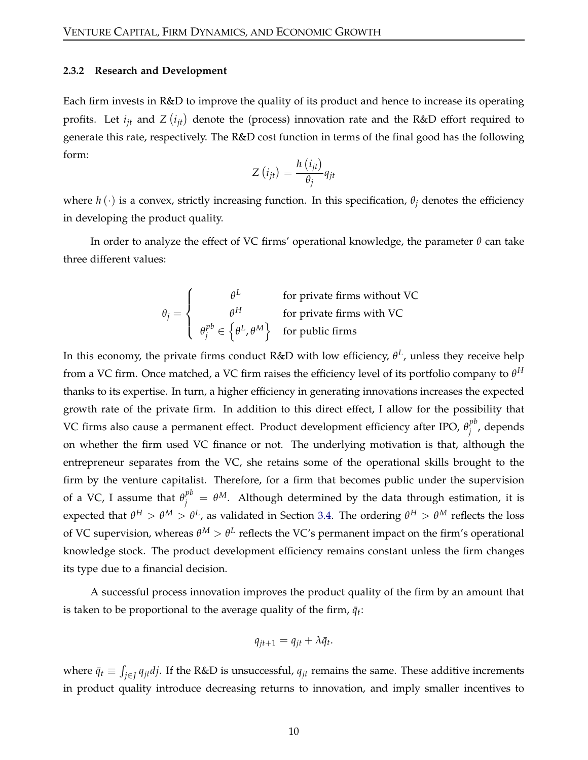### 2.3.2 Research and Development

Each firm invests in R&D to improve the quality of its product and hence to increase its operating profits. Let $i_{jt}$ and $Z(i_{jt})$ denote the (process) innovation rate and the R&D effort required to generate this rate, respectively. The R&D cost function in terms of the final good has the following form:

$$Z(i_{jt}) = \frac{h(i_{jt})}{\theta_j} q_{jt}$$

where $h(\cdot)$ is a convex, strictly increasing function. In this specification, $\theta_j$ denotes the efficiency in developing the product quality.

In order to analyze the effect of VC firms' operational knowledge, the parameter $\theta$ can take three different values:

$$\theta_j = \begin{cases} \theta^L & \text{for private firms without VC} \\ \theta^H & \text{for private firms with VC} \\ \theta_j^{pb} \in \left\{\theta^L, \theta^M\right\} & \text{for public firms} \end{cases}$$

In this economy, the private firms conduct R&D with low efficiency, $\theta^L$, unless they receive help from a VC firm. Once matched, a VC firm raises the efficiency level of its portfolio company to $\theta^H$ thanks to its expertise. In turn, a higher efficiency in generating innovations increases the expected growth rate of the private firm. In addition to this direct effect, I allow for the possibility that VC firms also cause a permanent effect. Product development efficiency after IPO, $\theta_j^{pb}$, depends on whether the firm used VC finance or not. The underlying motivation is that, although the entrepreneur separates from the VC, she retains some of the operational skills brought to the firm by the venture capitalist. Therefore, for a firm that becomes public under the supervision of a VC, I assume that $\theta_j^{pb} = \theta^M$. Although determined by the data through estimation, it is expected that $\theta^H > \theta^M > \theta^L$, as validated in Section 3.4. The ordering $\theta^H > \theta^M$ reflects the loss of VC supervision, whereas $\theta^M > \theta^L$ reflects the VC's permanent impact on the firm's operational knowledge stock. The product development efficiency remains constant unless the firm changes its type due to a financial decision.

A successful process innovation improves the product quality of the firm by an amount that is taken to be proportional to the average quality of the firm, $\bar{q}_t$:

$$q_{jt+1} = q_{jt} + \lambda \bar{q}_t.$$

where $\bar{q}_t \equiv \int_{j \in J} q_{jt} dj$. If the R&D is unsuccessful, $q_{jt}$ remains the same. These additive increments in product quality introduce decreasing returns to innovation, and imply smaller incentives to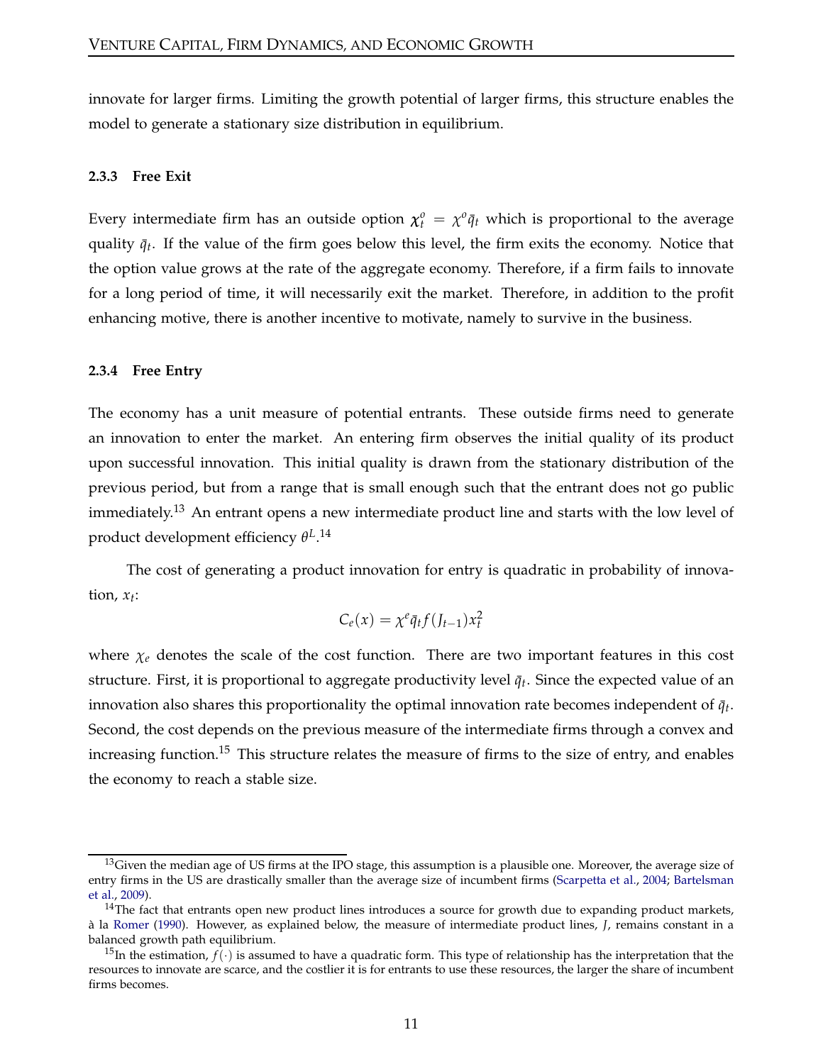innovate for larger firms. Limiting the growth potential of larger firms, this structure enables the model to generate a stationary size distribution in equilibrium.

#### 2.3.3 Free Exit

Every intermediate firm has an outside option $\chi_t^o = \chi^o \bar{q}_t$ which is proportional to the average quality $\bar{q}_t$. If the value of the firm goes below this level, the firm exits the economy. Notice that the option value grows at the rate of the aggregate economy. Therefore, if a firm fails to innovate for a long period of time, it will necessarily exit the market. Therefore, in addition to the profit enhancing motive, there is another incentive to motivate, namely to survive in the business.

#### 2.3.4 Free Entry

The economy has a unit measure of potential entrants. These outside firms need to generate an innovation to enter the market. An entering firm observes the initial quality of its product upon successful innovation. This initial quality is drawn from the stationary distribution of the previous period, but from a range that is small enough such that the entrant does not go public immediately.[13] An entrant opens a new intermediate product line and starts with the low level of product development efficiency $\theta^L$.[14]

The cost of generating a product innovation for entry is quadratic in probability of innovation, $x_t$:

$$C_e(x) = \chi^e \bar{q}_t f(J_{t-1}) x_t^2$$

where $\chi_e$ denotes the scale of the cost function. There are two important features in this cost structure. First, it is proportional to aggregate productivity level $\bar{q}_t$. Since the expected value of an innovation also shares this proportionality the optimal innovation rate becomes independent of $\bar{q}_t$. Second, the cost depends on the previous measure of the intermediate firms through a convex and increasing function.[15] This structure relates the measure of firms to the size of entry, and enables the economy to reach a stable size.

[13] Given the median age of US firms at the IPO stage, this assumption is a plausible one. Moreover, the average size of entry firms in the US are drastically smaller than the average size of incumbent firms (Scarpetta et al., 2004; Bartelsman et al., 2009).

[14] The fact that entrants open new product lines introduces a source for growth due to expanding product markets, à la Romer (1990). However, as explained below, the measure of intermediate product lines, $J$, remains constant in a balanced growth path equilibrium.

[15] In the estimation, $f(\cdot)$ is assumed to have a quadratic form. This type of relationship has the interpretation that the resources to innovate are scarce, and the costlier it is for entrants to use these resources, the larger the share of incumbent firms becomes.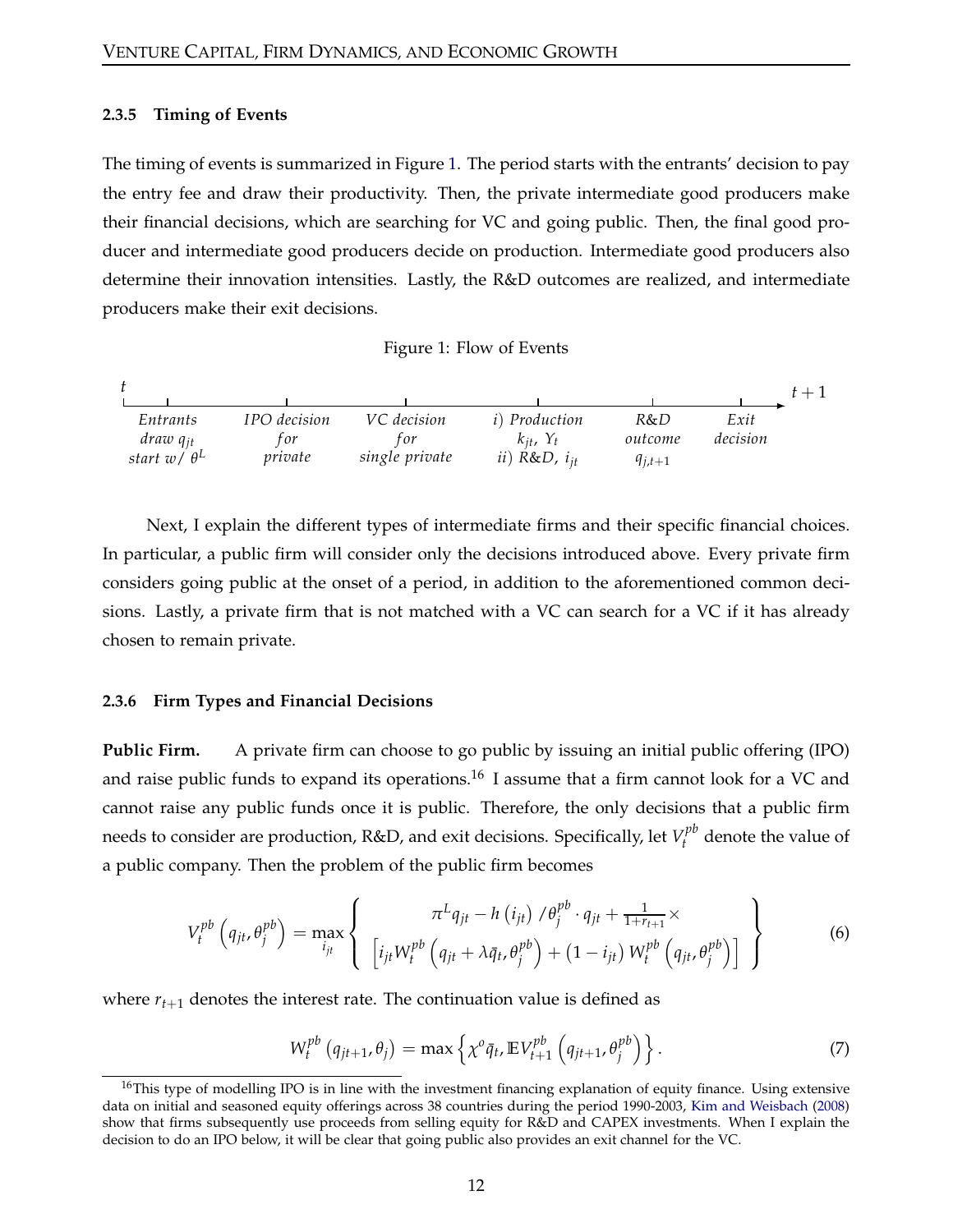### 2.3.5 Timing of Events

The timing of events is summarized in Figure 1. The period starts with the entrants' decision to pay the entry fee and draw their productivity. Then, the private intermediate good producers make their financial decisions, which are searching for VC and going public. Then, the final good producer and intermediate good producers decide on production. Intermediate good producers also determine their innovation intensities. Lastly, the R&D outcomes are realized, and intermediate producers make their exit decisions.

Figure 1: Flow of Events

| $t$ | | | | | | $t+1$ |
|---|---|---|---|---|---|---|
| *Entrants draw* $q_{jt}$ *start w/* $\theta^L$ | *IPO decision for private* | *VC decision for single private* | *i) Production* $k_{jt}$, $Y_t$ *ii) R&D,* $i_{jt}$ | *R&D outcome* $q_{j,t+1}$ | *Exit decision* | |

Next, I explain the different types of intermediate firms and their specific financial choices. In particular, a public firm will consider only the decisions introduced above. Every private firm considers going public at the onset of a period, in addition to the aforementioned common decisions. Lastly, a private firm that is not matched with a VC can search for a VC if it has already chosen to remain private.

### 2.3.6 Firm Types and Financial Decisions

**Public Firm.** A private firm can choose to go public by issuing an initial public offering (IPO) and raise public funds to expand its operations.[16] I assume that a firm cannot look for a VC and cannot raise any public funds once it is public. Therefore, the only decisions that a public firm needs to consider are production, R&D, and exit decisions. Specifically, let $V_t^{pb}$ denote the value of a public company. Then the problem of the public firm becomes

$$V_t^{pb}\left(q_{jt}, \theta_j^{pb}\right) = \max_{i_{jt}} \left\{ \begin{array}{c} \pi^L q_{jt} - h\left(i_{jt}\right)/\theta_j^{pb} \cdot q_{jt} + \frac{1}{1+r_{t+1}} \times \\ \left[ i_{jt} W_t^{pb}\left(q_{jt} + \lambda \bar{q}_t, \theta_j^{pb}\right) + \left(1 - i_{jt}\right) W_t^{pb}\left(q_{jt}, \theta_j^{pb}\right) \right] \end{array} \right\} \tag{6}$$

where $r_{t+1}$ denotes the interest rate. The continuation value is defined as

$$W_t^{pb}\left(q_{jt+1}, \theta_j\right) = \max\left\{ \chi^o \bar{q}_t, \mathbb{E} V_{t+1}^{pb}\left(q_{jt+1}, \theta_j^{pb}\right) \right\}. \tag{7}$$

[16] This type of modelling IPO is in line with the investment financing explanation of equity finance. Using extensive data on initial and seasoned equity offerings across 38 countries during the period 1990-2003, Kim and Weisbach (2008) show that firms subsequently use proceeds from selling equity for R&D and CAPEX investments. When I explain the decision to do an IPO below, it will be clear that going public also provides an exit channel for the VC.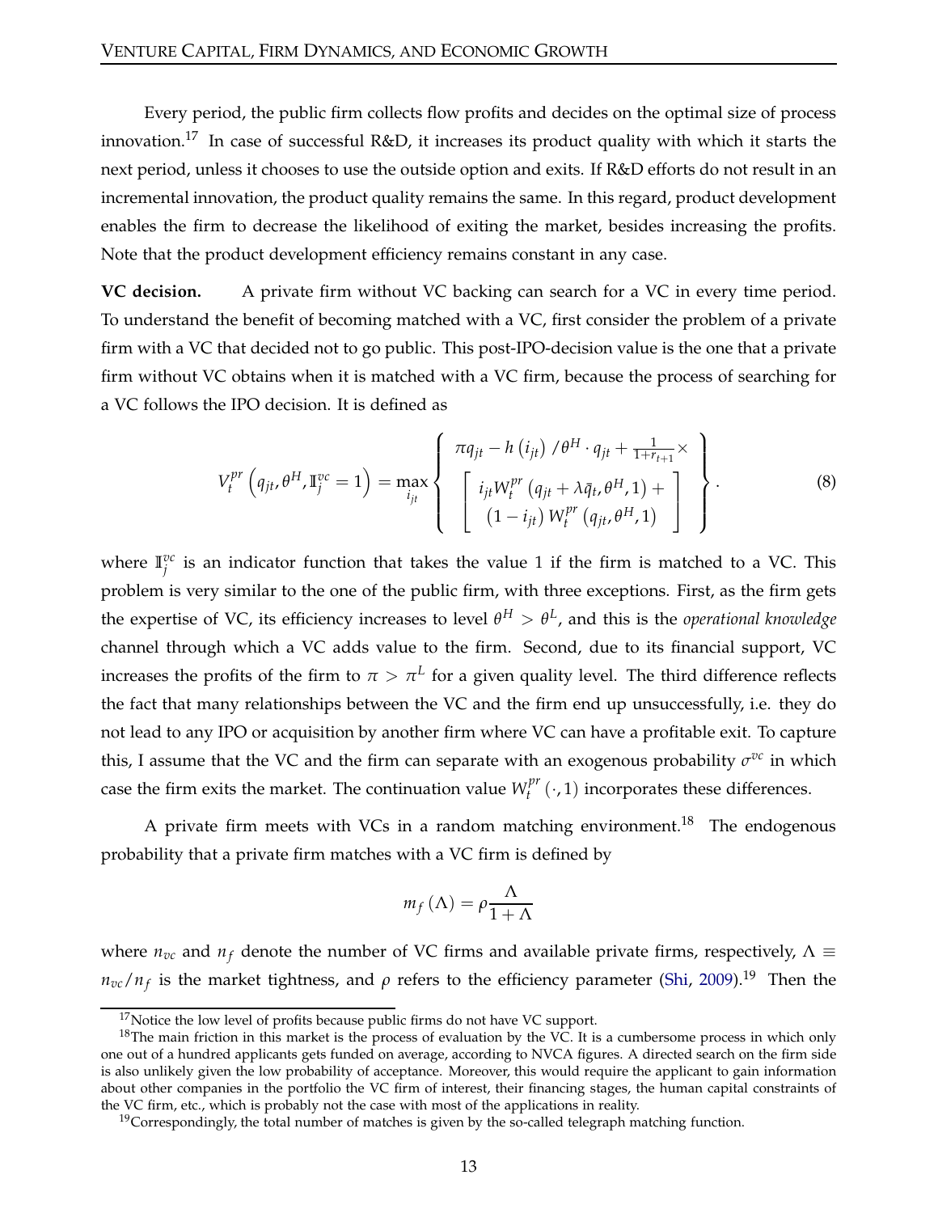Every period, the public firm collects flow profits and decides on the optimal size of process innovation.[17] In case of successful R&D, it increases its product quality with which it starts the next period, unless it chooses to use the outside option and exits. If R&D efforts do not result in an incremental innovation, the product quality remains the same. In this regard, product development enables the firm to decrease the likelihood of exiting the market, besides increasing the profits. Note that the product development efficiency remains constant in any case.

**VC decision.** A private firm without VC backing can search for a VC in every time period. To understand the benefit of becoming matched with a VC, first consider the problem of a private firm with a VC that decided not to go public. This post-IPO-decision value is the one that a private firm without VC obtains when it is matched with a VC firm, because the process of searching for a VC follows the IPO decision. It is defined as

$$V_t^{pr}\left(q_{jt}, \theta^H, \mathbb{I}_j^{vc} = 1\right) = \max_{i_{jt}} \left\{ \begin{array}{c} \pi q_{jt} - h\left(i_{jt}\right) / \theta^H \cdot q_{jt} + \frac{1}{1+r_{t+1}} \times \\ \left[ \begin{array}{c} i_{jt} W_t^{pr}\left(q_{jt} + \lambda \bar{q}_t, \theta^H, 1\right) + \\ \left(1 - i_{jt}\right) W_t^{pr}\left(q_{jt}, \theta^H, 1\right) \end{array} \right] \end{array} \right\}. \tag{8}$$

where $\mathbb{I}_j^{vc}$ is an indicator function that takes the value 1 if the firm is matched to a VC. This problem is very similar to the one of the public firm, with three exceptions. First, as the firm gets the expertise of VC, its efficiency increases to level $\theta^H > \theta^L$, and this is the *operational knowledge* channel through which a VC adds value to the firm. Second, due to its financial support, VC increases the profits of the firm to $\pi > \pi^L$ for a given quality level. The third difference reflects the fact that many relationships between the VC and the firm end up unsuccessfully, i.e. they do not lead to any IPO or acquisition by another firm where VC can have a profitable exit. To capture this, I assume that the VC and the firm can separate with an exogenous probability $\sigma^{vc}$ in which case the firm exits the market. The continuation value $W_t^{pr}(\cdot, 1)$ incorporates these differences.

A private firm meets with VCs in a random matching environment.[18] The endogenous probability that a private firm matches with a VC firm is defined by

$$m_f\left(\Lambda\right) = \rho \frac{\Lambda}{1 + \Lambda}$$

where $n_{vc}$ and $n_f$ denote the number of VC firms and available private firms, respectively, $\Lambda \equiv n_{vc}/n_f$ is the market tightness, and $\rho$ refers to the efficiency parameter (Shi, 2009).[19] Then the

[17] Notice the low level of profits because public firms do not have VC support.

[18] The main friction in this market is the process of evaluation by the VC. It is a cumbersome process in which only one out of a hundred applicants gets funded on average, according to NVCA figures. A directed search on the firm side is also unlikely given the low probability of acceptance. Moreover, this would require the applicant to gain information about other companies in the portfolio the VC firm of interest, their financing stages, the human capital constraints of the VC firm, etc., which is probably not the case with most of the applications in reality.

[19] Correspondingly, the total number of matches is given by the so-called telegraph matching function.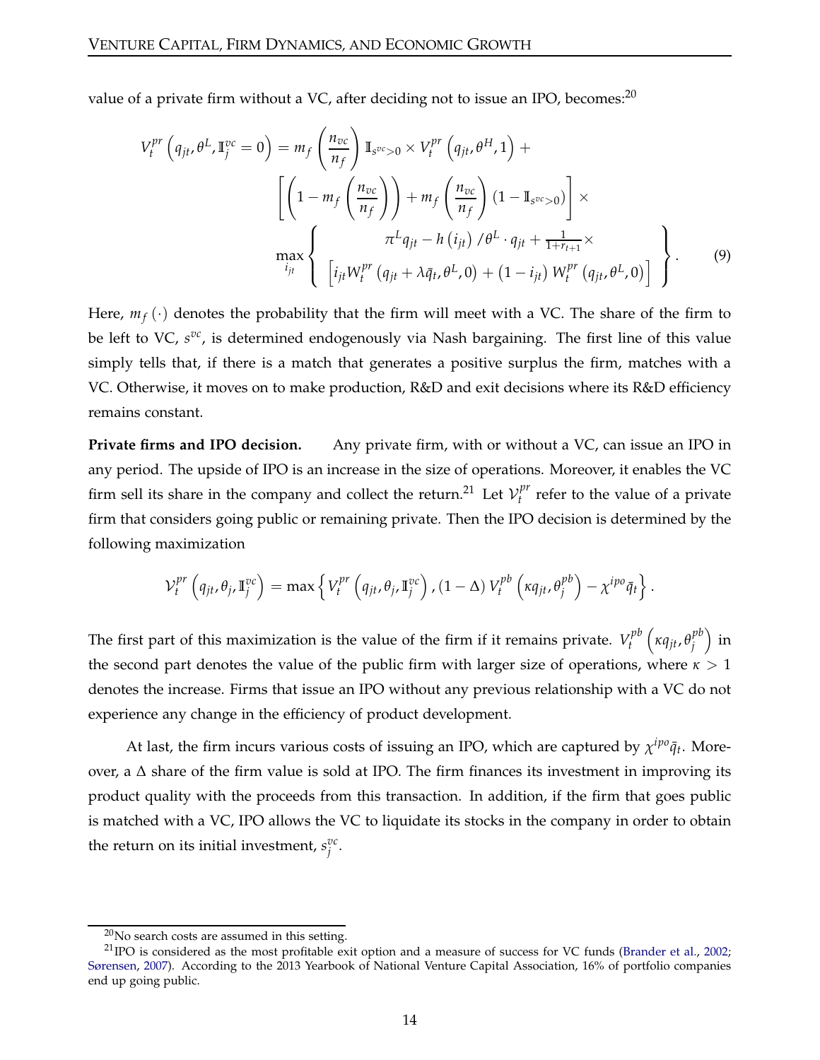value of a private firm without a VC, after deciding not to issue an IPO, becomes:[20]

$$
\begin{aligned}
V_t^{pr}\left(q_{jt}, \theta^L, \mathbb{I}_j^{vc}=0\right) = \; & m_f\left(\frac{n_{vc}}{n_f}\right)\mathbb{I}_{s^{vc}>0} \times V_t^{pr}\left(q_{jt}, \theta^H, 1\right) + \\
& \left[\left(1 - m_f\left(\frac{n_{vc}}{n_f}\right)\right) + m_f\left(\frac{n_{vc}}{n_f}\right)\left(1 - \mathbb{I}_{s^{vc}>0}\right)\right] \times \\
& \max_{i_{jt}} \left\{ \begin{array}{c} \pi^L q_{jt} - h\left(i_{jt}\right)/\theta^L \cdot q_{jt} + \frac{1}{1+r_{t+1}} \times \\ \left[ i_{jt} W_t^{pr}\left(q_{jt} + \lambda \bar{q}_t, \theta^L, 0\right) + \left(1 - i_{jt}\right) W_t^{pr}\left(q_{jt}, \theta^L, 0\right)\right] \end{array} \right\}. \qquad (9)
\end{aligned}
$$

Here, $m_f(\cdot)$ denotes the probability that the firm will meet with a VC. The share of the firm to be left to VC, $s^{vc}$, is determined endogenously via Nash bargaining. The first line of this value simply tells that, if there is a match that generates a positive surplus the firm, matches with a VC. Otherwise, it moves on to make production, R&D and exit decisions where its R&D efficiency remains constant.

**Private firms and IPO decision.** Any private firm, with or without a VC, can issue an IPO in any period. The upside of IPO is an increase in the size of operations. Moreover, it enables the VC firm sell its share in the company and collect the return.[21] Let $\mathcal{V}_t^{pr}$ refer to the value of a private firm that considers going public or remaining private. Then the IPO decision is determined by the following maximization

$$
\mathcal{V}_t^{pr}\left(q_{jt}, \theta_j, \mathbb{I}_j^{vc}\right) = \max\left\{ V_t^{pr}\left(q_{jt}, \theta_j, \mathbb{I}_j^{vc}\right), (1-\Delta) V_t^{pb}\left(\kappa q_{jt}, \theta_j^{pb}\right) - \chi^{ipo}\bar{q}_t \right\}.
$$

The first part of this maximization is the value of the firm if it remains private. $V_t^{pb}\left(\kappa q_{jt}, \theta_j^{pb}\right)$ in the second part denotes the value of the public firm with larger size of operations, where $\kappa > 1$ denotes the increase. Firms that issue an IPO without any previous relationship with a VC do not experience any change in the efficiency of product development.

At last, the firm incurs various costs of issuing an IPO, which are captured by $\chi^{ipo}\bar{q}_t$. Moreover, a $\Delta$ share of the firm value is sold at IPO. The firm finances its investment in improving its product quality with the proceeds from this transaction. In addition, if the firm that goes public is matched with a VC, IPO allows the VC to liquidate its stocks in the company in order to obtain the return on its initial investment, $s_j^{vc}$.

---

[20] No search costs are assumed in this setting.

[21] IPO is considered as the most profitable exit option and a measure of success for VC funds (Brander et al., 2002; Sørensen, 2007). According to the 2013 Yearbook of National Venture Capital Association, 16% of portfolio companies end up going public.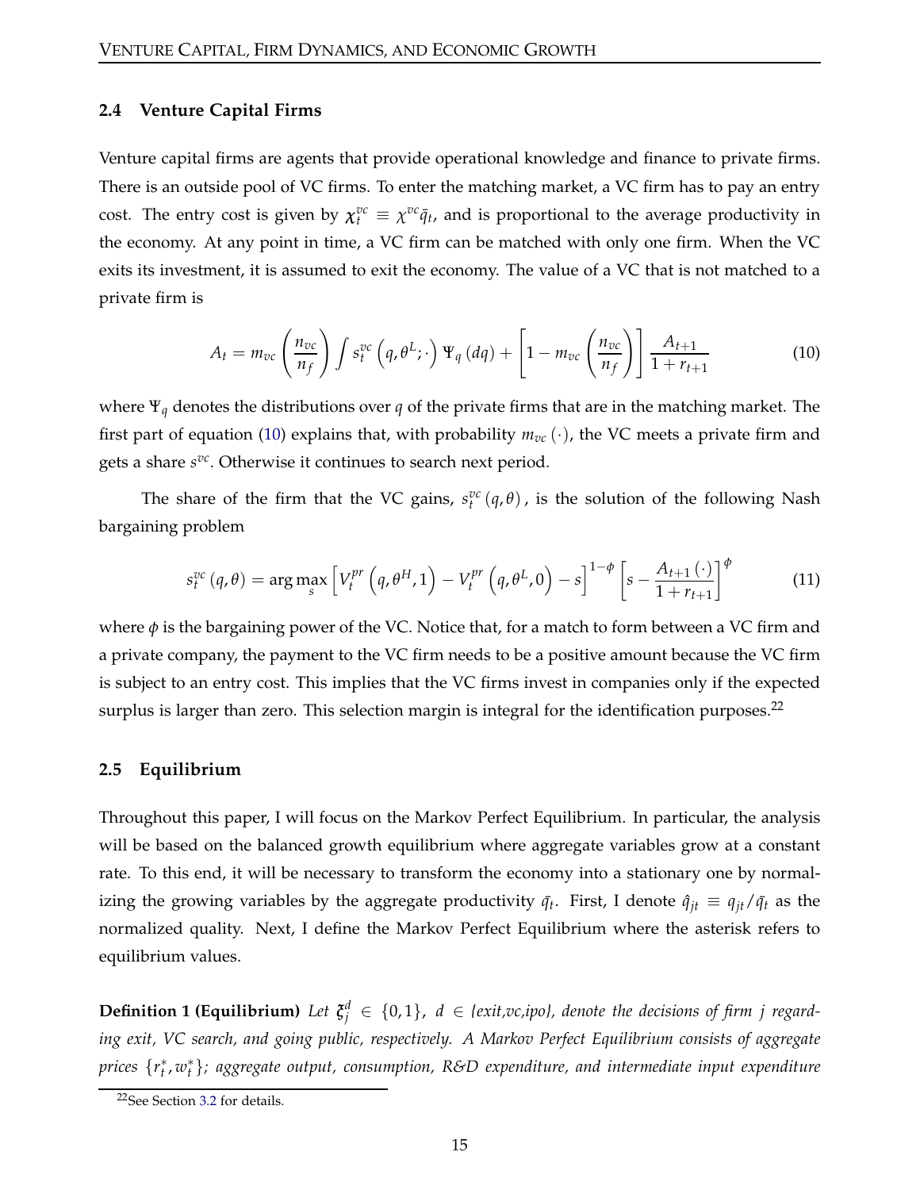### 2.4 Venture Capital Firms

Venture capital firms are agents that provide operational knowledge and finance to private firms. There is an outside pool of VC firms. To enter the matching market, a VC firm has to pay an entry cost. The entry cost is given by $\chi_t^{vc} \equiv \chi^{vc}\bar{q}_t$, and is proportional to the average productivity in the economy. At any point in time, a VC firm can be matched with only one firm. When the VC exits its investment, it is assumed to exit the economy. The value of a VC that is not matched to a private firm is

$$A_t = m_{vc}\left(\frac{n_{vc}}{n_f}\right)\int s_t^{vc}\left(q,\theta^L;\cdot\right)\Psi_q\left(dq\right) + \left[1 - m_{vc}\left(\frac{n_{vc}}{n_f}\right)\right]\frac{A_{t+1}}{1+r_{t+1}} \tag{10}$$

where $\Psi_q$ denotes the distributions over $q$ of the private firms that are in the matching market. The first part of equation (10) explains that, with probability $m_{vc}(\cdot)$, the VC meets a private firm and gets a share $s^{vc}$. Otherwise it continues to search next period.

The share of the firm that the VC gains, $s_t^{vc}(q,\theta)$, is the solution of the following Nash bargaining problem

$$s_t^{vc}(q,\theta) = \arg\max_s \left[V_t^{pr}\left(q,\theta^H,1\right) - V_t^{pr}\left(q,\theta^L,0\right) - s\right]^{1-\phi}\left[s - \frac{A_{t+1}(\cdot)}{1+r_{t+1}}\right]^{\phi} \tag{11}$$

where $\phi$ is the bargaining power of the VC. Notice that, for a match to form between a VC firm and a private company, the payment to the VC firm needs to be a positive amount because the VC firm is subject to an entry cost. This implies that the VC firms invest in companies only if the expected surplus is larger than zero. This selection margin is integral for the identification purposes.[22]

### 2.5 Equilibrium

Throughout this paper, I will focus on the Markov Perfect Equilibrium. In particular, the analysis will be based on the balanced growth equilibrium where aggregate variables grow at a constant rate. To this end, it will be necessary to transform the economy into a stationary one by normalizing the growing variables by the aggregate productivity $\bar{q}_t$. First, I denote $\hat{q}_{jt} \equiv q_{jt}/\bar{q}_t$ as the normalized quality. Next, I define the Markov Perfect Equilibrium where the asterisk refers to equilibrium values.

**Definition 1 (Equilibrium)** *Let $\xi_j^d \in \{0,1\}$, $d \in$ {exit,vc,ipo}, denote the decisions of firm $j$ regarding exit, VC search, and going public, respectively. A Markov Perfect Equilibrium consists of aggregate prices $\{r_t^*, w_t^*\}$; aggregate output, consumption, R&D expenditure, and intermediate input expenditure*

[22] See Section 3.2 for details.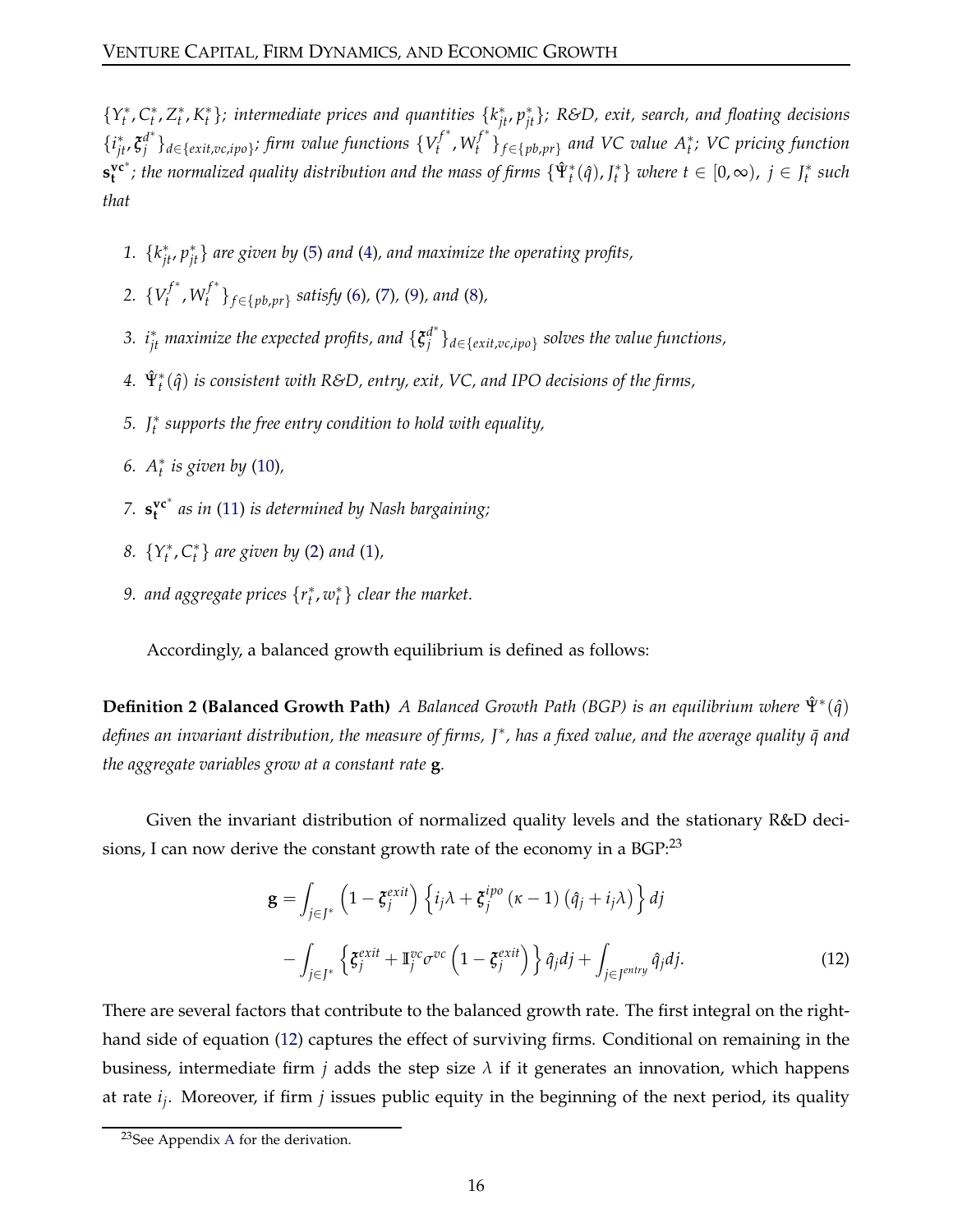$\{Y_t^*, C_t^*, Z_t^*, K_t^*\}$; *intermediate prices and quantities* $\{k_{jt}^*, p_{jt}^*\}$; *R&D, exit, search, and floating decisions* $\{i_{jt}^*, \boldsymbol{\xi}_j^{d^*}\}_{d\in\{exit,vc,ipo\}}$; *firm value functions* $\{V_t^{f^*}, W_t^{f^*}\}_{f\in\{pb,pr\}}$ *and VC value* $A_t^*$; *VC pricing function* $\mathbf{s_t^{vc}}^*$; *the normalized quality distribution and the mass of firms* $\{\hat{\Upsilon}_t^*(\hat{q}), J_t^*\}$ *where* $t \in [0, \infty)$, $j \in J_t^*$ *such that*

1. $\{k_{jt}^*, p_{jt}^*\}$ *are given by* (5) *and* (4), *and maximize the operating profits,*
2. $\{V_t^{f^*}, W_t^{f^*}\}_{f\in\{pb,pr\}}$ *satisfy* (6), (7), (9), *and* (8),
3. $i_{jt}^*$ *maximize the expected profits, and* $\{\boldsymbol{\xi}_j^{d^*}\}_{d\in\{exit,vc,ipo\}}$ *solves the value functions,*
4. $\hat{\Upsilon}_t^*(\hat{q})$ *is consistent with R&D, entry, exit, VC, and IPO decisions of the firms,*
5. $J_t^*$ *supports the free entry condition to hold with equality,*
6. $A_t^*$ *is given by* (10),
7. $\mathbf{s_t^{vc}}^*$ *as in* (11) *is determined by Nash bargaining;*
8. $\{Y_t^*, C_t^*\}$ *are given by* (2) *and* (1),
9. *and aggregate prices* $\{r_t^*, w_t^*\}$ *clear the market.*

Accordingly, a balanced growth equilibrium is defined as follows:

**Definition 2 (Balanced Growth Path)** *A Balanced Growth Path (BGP) is an equilibrium where* $\hat{\Upsilon}^*(\hat{q})$ *defines an invariant distribution, the measure of firms,* $J^*$, *has a fixed value, and the average quality* $\bar{q}$ *and the aggregate variables grow at a constant rate* $\mathbf{g}$.

Given the invariant distribution of normalized quality levels and the stationary R&D decisions, I can now derive the constant growth rate of the economy in a BGP:[23]

$$
\begin{aligned}
\mathbf{g} = & \int_{j\in J^*} \left(1 - \boldsymbol{\xi}_j^{exit}\right) \left\{ i_j\lambda + \boldsymbol{\xi}_j^{ipo} (\kappa - 1) \left(\hat{q}_j + i_j\lambda\right) \right\} dj \\
& - \int_{j\in J^*} \left\{ \boldsymbol{\xi}_j^{exit} + \mathbb{I}_j^{vc} \sigma^{vc} \left(1 - \boldsymbol{\xi}_j^{exit}\right) \right\} \hat{q}_j dj + \int_{j\in J^{entry}} \hat{q}_j dj.
\end{aligned} \tag{12}
$$

There are several factors that contribute to the balanced growth rate. The first integral on the right-hand side of equation (12) captures the effect of surviving firms. Conditional on remaining in the business, intermediate firm $j$ adds the step size $\lambda$ if it generates an innovation, which happens at rate $i_j$. Moreover, if firm $j$ issues public equity in the beginning of the next period, its quality

[23] See Appendix A for the derivation.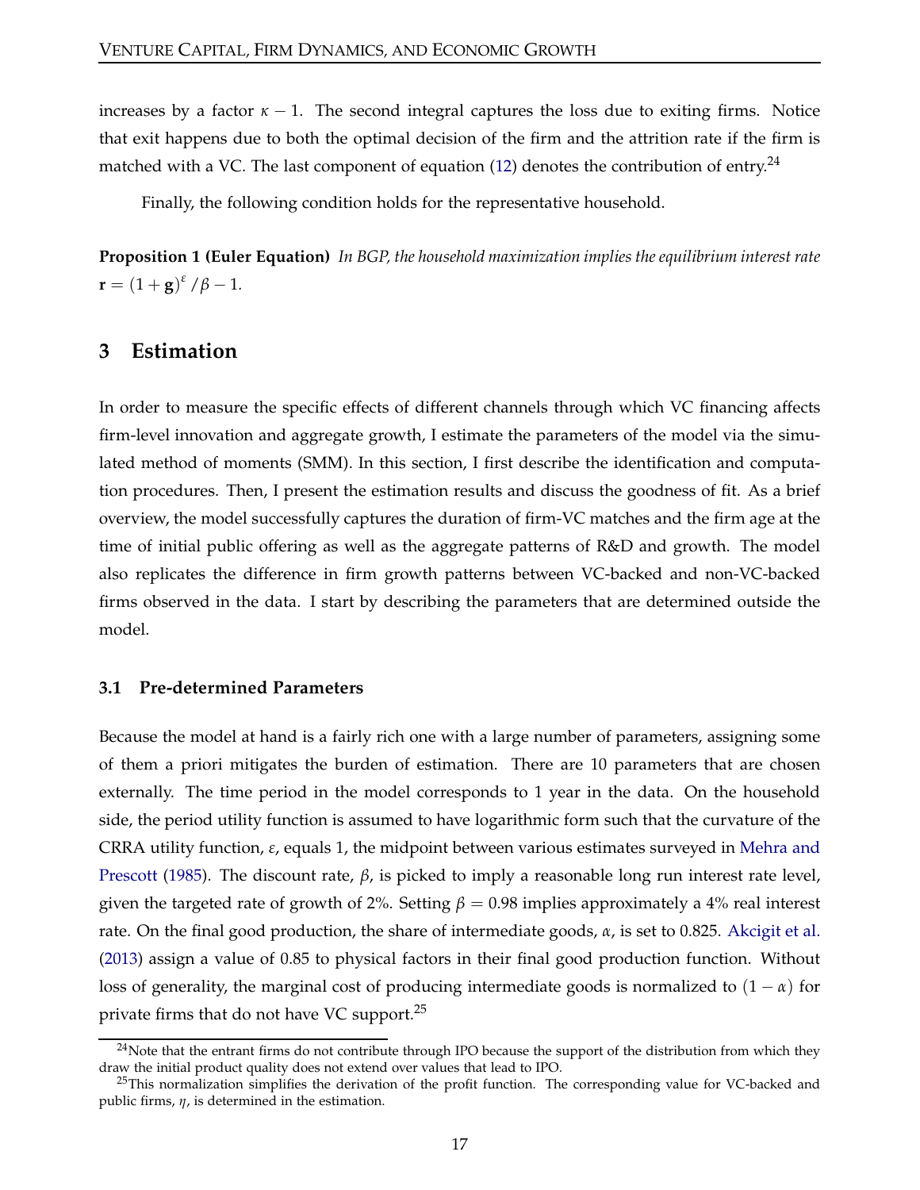increases by a factor $\kappa - 1$. The second integral captures the loss due to exiting firms. Notice that exit happens due to both the optimal decision of the firm and the attrition rate if the firm is matched with a VC. The last component of equation (12) denotes the contribution of entry.[24]

Finally, the following condition holds for the representative household.

**Proposition 1 (Euler Equation)** *In BGP, the household maximization implies the equilibrium interest rate* $\mathbf{r} = (1 + \mathbf{g})^{\varepsilon} / \beta - 1$.

## 3 Estimation

In order to measure the specific effects of different channels through which VC financing affects firm-level innovation and aggregate growth, I estimate the parameters of the model via the simulated method of moments (SMM). In this section, I first describe the identification and computation procedures. Then, I present the estimation results and discuss the goodness of fit. As a brief overview, the model successfully captures the duration of firm-VC matches and the firm age at the time of initial public offering as well as the aggregate patterns of R&D and growth. The model also replicates the difference in firm growth patterns between VC-backed and non-VC-backed firms observed in the data. I start by describing the parameters that are determined outside the model.

### 3.1 Pre-determined Parameters

Because the model at hand is a fairly rich one with a large number of parameters, assigning some of them a priori mitigates the burden of estimation. There are 10 parameters that are chosen externally. The time period in the model corresponds to 1 year in the data. On the household side, the period utility function is assumed to have logarithmic form such that the curvature of the CRRA utility function, $\varepsilon$, equals 1, the midpoint between various estimates surveyed in Mehra and Prescott (1985). The discount rate, $\beta$, is picked to imply a reasonable long run interest rate level, given the targeted rate of growth of 2%. Setting $\beta = 0.98$ implies approximately a 4% real interest rate. On the final good production, the share of intermediate goods, $\alpha$, is set to 0.825. Akcigit et al. (2013) assign a value of 0.85 to physical factors in their final good production function. Without loss of generality, the marginal cost of producing intermediate goods is normalized to $(1 - \alpha)$ for private firms that do not have VC support.[25]

---

[24] Note that the entrant firms do not contribute through IPO because the support of the distribution from which they draw the initial product quality does not extend over values that lead to IPO.

[25] This normalization simplifies the derivation of the profit function. The corresponding value for VC-backed and public firms, $\eta$, is determined in the estimation.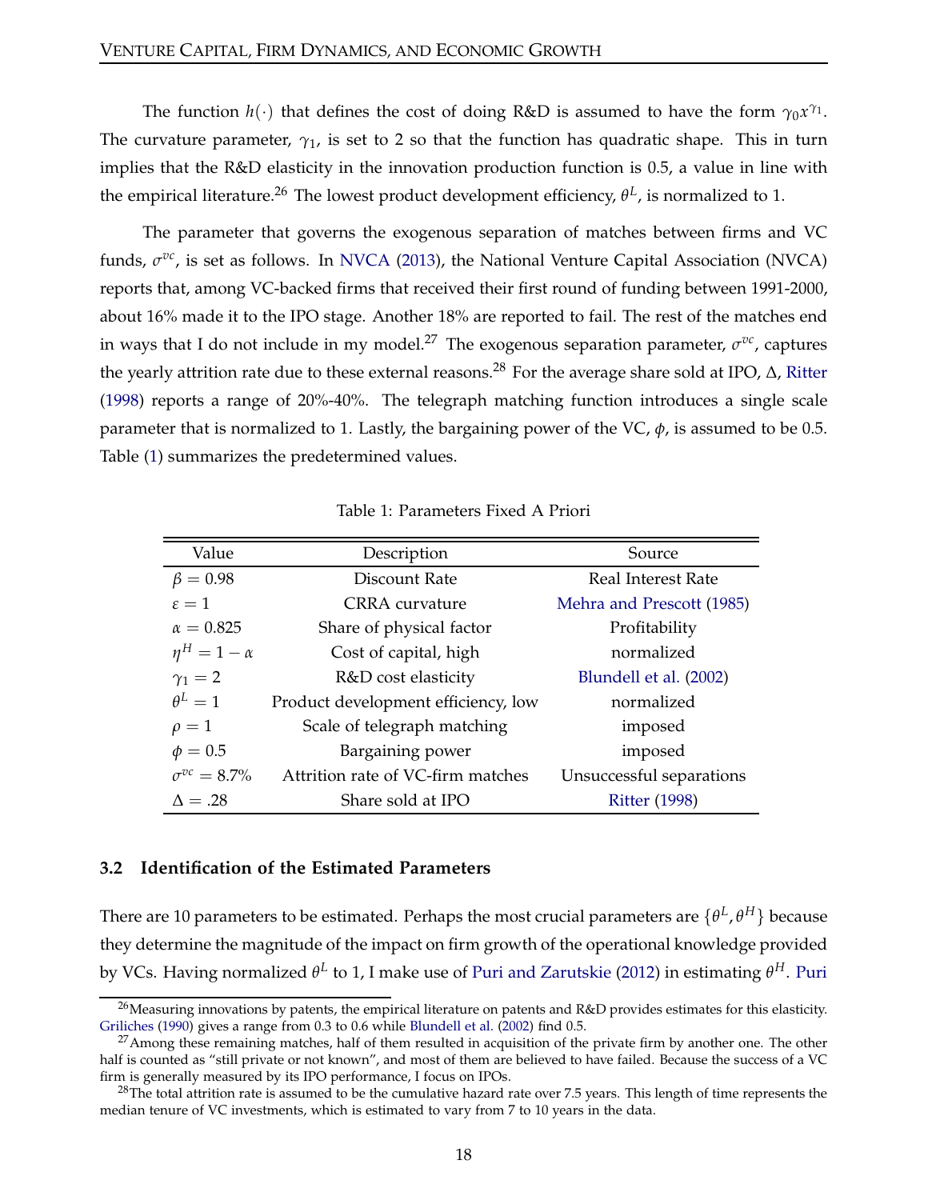The function $h(\cdot)$ that defines the cost of doing R&D is assumed to have the form $\gamma_0 x^{\gamma_1}$. The curvature parameter, $\gamma_1$, is set to 2 so that the function has quadratic shape. This in turn implies that the R&D elasticity in the innovation production function is 0.5, a value in line with the empirical literature.[26] The lowest product development efficiency, $\theta^L$, is normalized to 1.

The parameter that governs the exogenous separation of matches between firms and VC funds, $\sigma^{vc}$, is set as follows. In NVCA (2013), the National Venture Capital Association (NVCA) reports that, among VC-backed firms that received their first round of funding between 1991-2000, about 16% made it to the IPO stage. Another 18% are reported to fail. The rest of the matches end in ways that I do not include in my model.[27] The exogenous separation parameter, $\sigma^{vc}$, captures the yearly attrition rate due to these external reasons.[28] For the average share sold at IPO, $\Delta$, Ritter (1998) reports a range of 20%-40%. The telegraph matching function introduces a single scale parameter that is normalized to 1. Lastly, the bargaining power of the VC, $\phi$, is assumed to be 0.5. Table (1) summarizes the predetermined values.

Table 1: Parameters Fixed A Priori

| Value | Description | Source |
|---|---|---|
| $\beta = 0.98$ | Discount Rate | Real Interest Rate |
| $\varepsilon = 1$ | CRRA curvature | Mehra and Prescott (1985) |
| $\alpha = 0.825$ | Share of physical factor | Profitability |
| $\eta^H = 1 - \alpha$ | Cost of capital, high | normalized |
| $\gamma_1 = 2$ | R&D cost elasticity | Blundell et al. (2002) |
| $\theta^L = 1$ | Product development efficiency, low | normalized |
| $\rho = 1$ | Scale of telegraph matching | imposed |
| $\phi = 0.5$ | Bargaining power | imposed |
| $\sigma^{vc} = 8.7\%$ | Attrition rate of VC-firm matches | Unsuccessful separations |
| $\Delta = .28$ | Share sold at IPO | Ritter (1998) |

### 3.2 Identification of the Estimated Parameters

There are 10 parameters to be estimated. Perhaps the most crucial parameters are $\{\theta^L, \theta^H\}$ because they determine the magnitude of the impact on firm growth of the operational knowledge provided by VCs. Having normalized $\theta^L$ to 1, I make use of Puri and Zarutskie (2012) in estimating $\theta^H$. Puri

[26] Measuring innovations by patents, the empirical literature on patents and R&D provides estimates for this elasticity. Griliches (1990) gives a range from 0.3 to 0.6 while Blundell et al. (2002) find 0.5.

[27] Among these remaining matches, half of them resulted in acquisition of the private firm by another one. The other half is counted as "still private or not known", and most of them are believed to have failed. Because the success of a VC firm is generally measured by its IPO performance, I focus on IPOs.

[28] The total attrition rate is assumed to be the cumulative hazard rate over 7.5 years. This length of time represents the median tenure of VC investments, which is estimated to vary from 7 to 10 years in the data.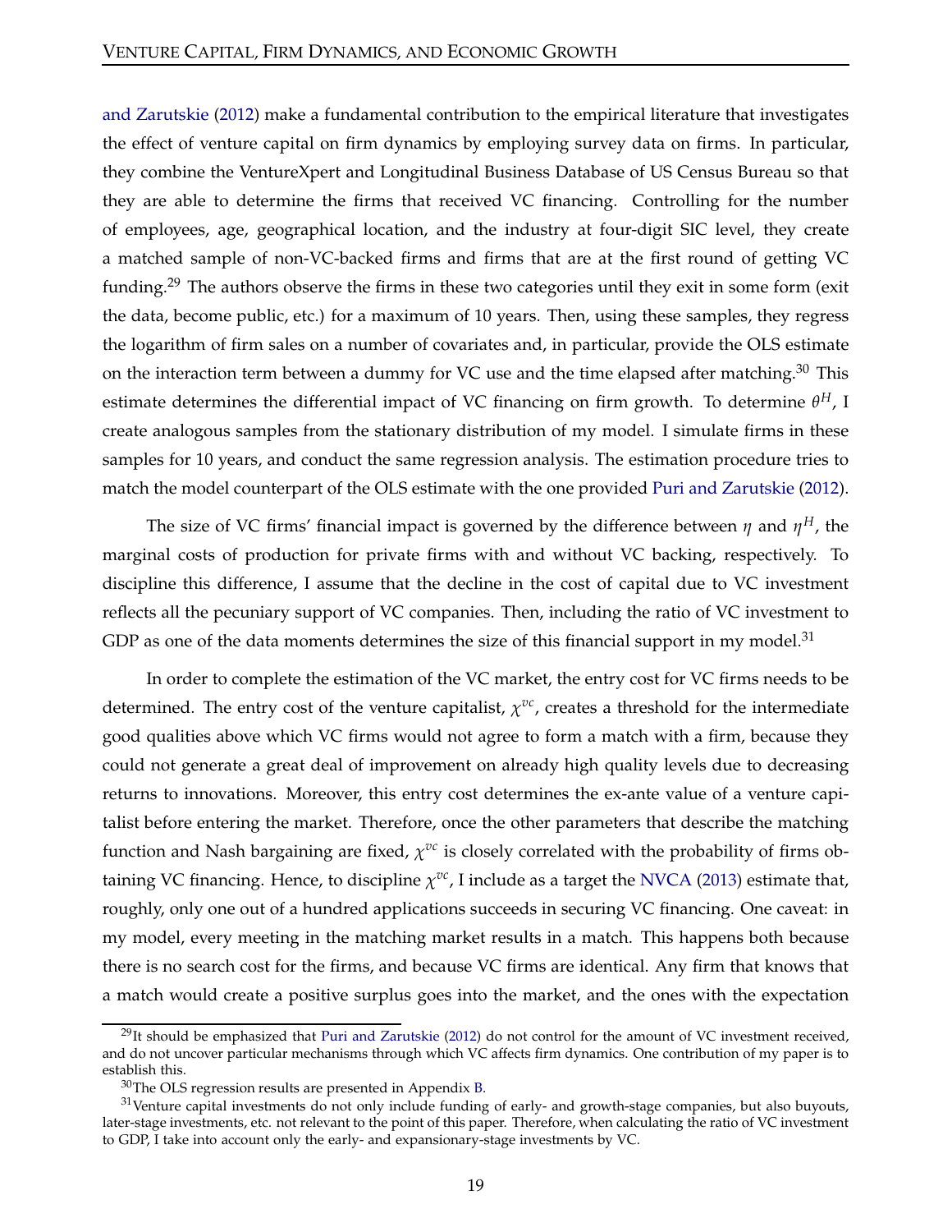and Zarutskie (2012) make a fundamental contribution to the empirical literature that investigates the effect of venture capital on firm dynamics by employing survey data on firms. In particular, they combine the VentureXpert and Longitudinal Business Database of US Census Bureau so that they are able to determine the firms that received VC financing. Controlling for the number of employees, age, geographical location, and the industry at four-digit SIC level, they create a matched sample of non-VC-backed firms and firms that are at the first round of getting VC funding.[29] The authors observe the firms in these two categories until they exit in some form (exit the data, become public, etc.) for a maximum of 10 years. Then, using these samples, they regress the logarithm of firm sales on a number of covariates and, in particular, provide the OLS estimate on the interaction term between a dummy for VC use and the time elapsed after matching.[30] This estimate determines the differential impact of VC financing on firm growth. To determine $\theta^H$, I create analogous samples from the stationary distribution of my model. I simulate firms in these samples for 10 years, and conduct the same regression analysis. The estimation procedure tries to match the model counterpart of the OLS estimate with the one provided Puri and Zarutskie (2012).

The size of VC firms' financial impact is governed by the difference between $\eta$ and $\eta^H$, the marginal costs of production for private firms with and without VC backing, respectively. To discipline this difference, I assume that the decline in the cost of capital due to VC investment reflects all the pecuniary support of VC companies. Then, including the ratio of VC investment to GDP as one of the data moments determines the size of this financial support in my model.[31]

In order to complete the estimation of the VC market, the entry cost for VC firms needs to be determined. The entry cost of the venture capitalist, $\chi^{vc}$, creates a threshold for the intermediate good qualities above which VC firms would not agree to form a match with a firm, because they could not generate a great deal of improvement on already high quality levels due to decreasing returns to innovations. Moreover, this entry cost determines the ex-ante value of a venture capitalist before entering the market. Therefore, once the other parameters that describe the matching function and Nash bargaining are fixed, $\chi^{vc}$ is closely correlated with the probability of firms obtaining VC financing. Hence, to discipline $\chi^{vc}$, I include as a target the NVCA (2013) estimate that, roughly, only one out of a hundred applications succeeds in securing VC financing. One caveat: in my model, every meeting in the matching market results in a match. This happens both because there is no search cost for the firms, and because VC firms are identical. Any firm that knows that a match would create a positive surplus goes into the market, and the ones with the expectation

[29] It should be emphasized that Puri and Zarutskie (2012) do not control for the amount of VC investment received, and do not uncover particular mechanisms through which VC affects firm dynamics. One contribution of my paper is to establish this.

[30] The OLS regression results are presented in Appendix B.

[31] Venture capital investments do not only include funding of early- and growth-stage companies, but also buyouts, later-stage investments, etc. not relevant to the point of this paper. Therefore, when calculating the ratio of VC investment to GDP, I take into account only the early- and expansionary-stage investments by VC.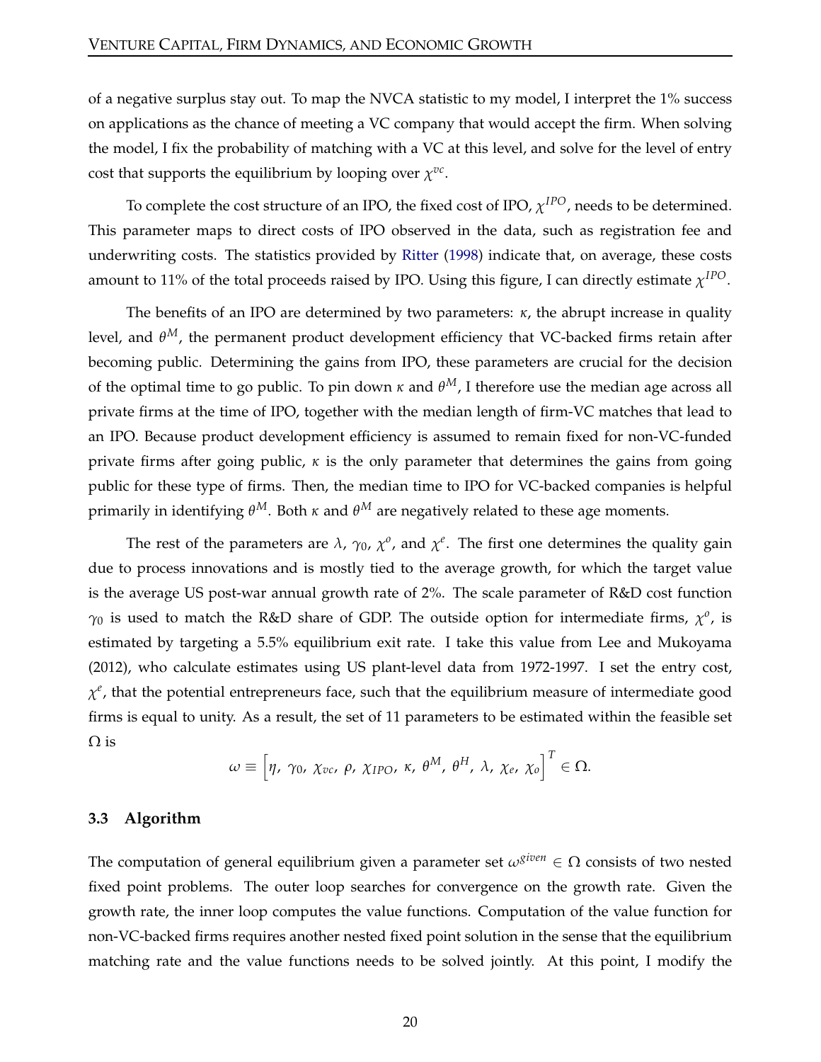of a negative surplus stay out. To map the NVCA statistic to my model, I interpret the 1% success on applications as the chance of meeting a VC company that would accept the firm. When solving the model, I fix the probability of matching with a VC at this level, and solve for the level of entry cost that supports the equilibrium by looping over $\chi^{vc}$.

To complete the cost structure of an IPO, the fixed cost of IPO, $\chi^{IPO}$, needs to be determined. This parameter maps to direct costs of IPO observed in the data, such as registration fee and underwriting costs. The statistics provided by Ritter (1998) indicate that, on average, these costs amount to 11% of the total proceeds raised by IPO. Using this figure, I can directly estimate $\chi^{IPO}$.

The benefits of an IPO are determined by two parameters: $\kappa$, the abrupt increase in quality level, and $\theta^M$, the permanent product development efficiency that VC-backed firms retain after becoming public. Determining the gains from IPO, these parameters are crucial for the decision of the optimal time to go public. To pin down $\kappa$ and $\theta^M$, I therefore use the median age across all private firms at the time of IPO, together with the median length of firm-VC matches that lead to an IPO. Because product development efficiency is assumed to remain fixed for non-VC-funded private firms after going public, $\kappa$ is the only parameter that determines the gains from going public for these type of firms. Then, the median time to IPO for VC-backed companies is helpful primarily in identifying $\theta^M$. Both $\kappa$ and $\theta^M$ are negatively related to these age moments.

The rest of the parameters are $\lambda$, $\gamma_0$, $\chi^o$, and $\chi^e$. The first one determines the quality gain due to process innovations and is mostly tied to the average growth, for which the target value is the average US post-war annual growth rate of 2%. The scale parameter of R&D cost function $\gamma_0$ is used to match the R&D share of GDP. The outside option for intermediate firms, $\chi^o$, is estimated by targeting a 5.5% equilibrium exit rate. I take this value from Lee and Mukoyama (2012), who calculate estimates using US plant-level data from 1972-1997. I set the entry cost, $\chi^e$, that the potential entrepreneurs face, such that the equilibrium measure of intermediate good firms is equal to unity. As a result, the set of 11 parameters to be estimated within the feasible set $\Omega$ is

$$\omega \equiv \left[\eta,\ \gamma_0,\ \chi_{vc},\ \rho,\ \chi_{IPO},\ \kappa,\ \theta^M,\ \theta^H,\ \lambda,\ \chi_e,\ \chi_o\right]^T \in \Omega.$$

### 3.3 Algorithm

The computation of general equilibrium given a parameter set $\omega^{given} \in \Omega$ consists of two nested fixed point problems. The outer loop searches for convergence on the growth rate. Given the growth rate, the inner loop computes the value functions. Computation of the value function for non-VC-backed firms requires another nested fixed point solution in the sense that the equilibrium matching rate and the value functions needs to be solved jointly. At this point, I modify the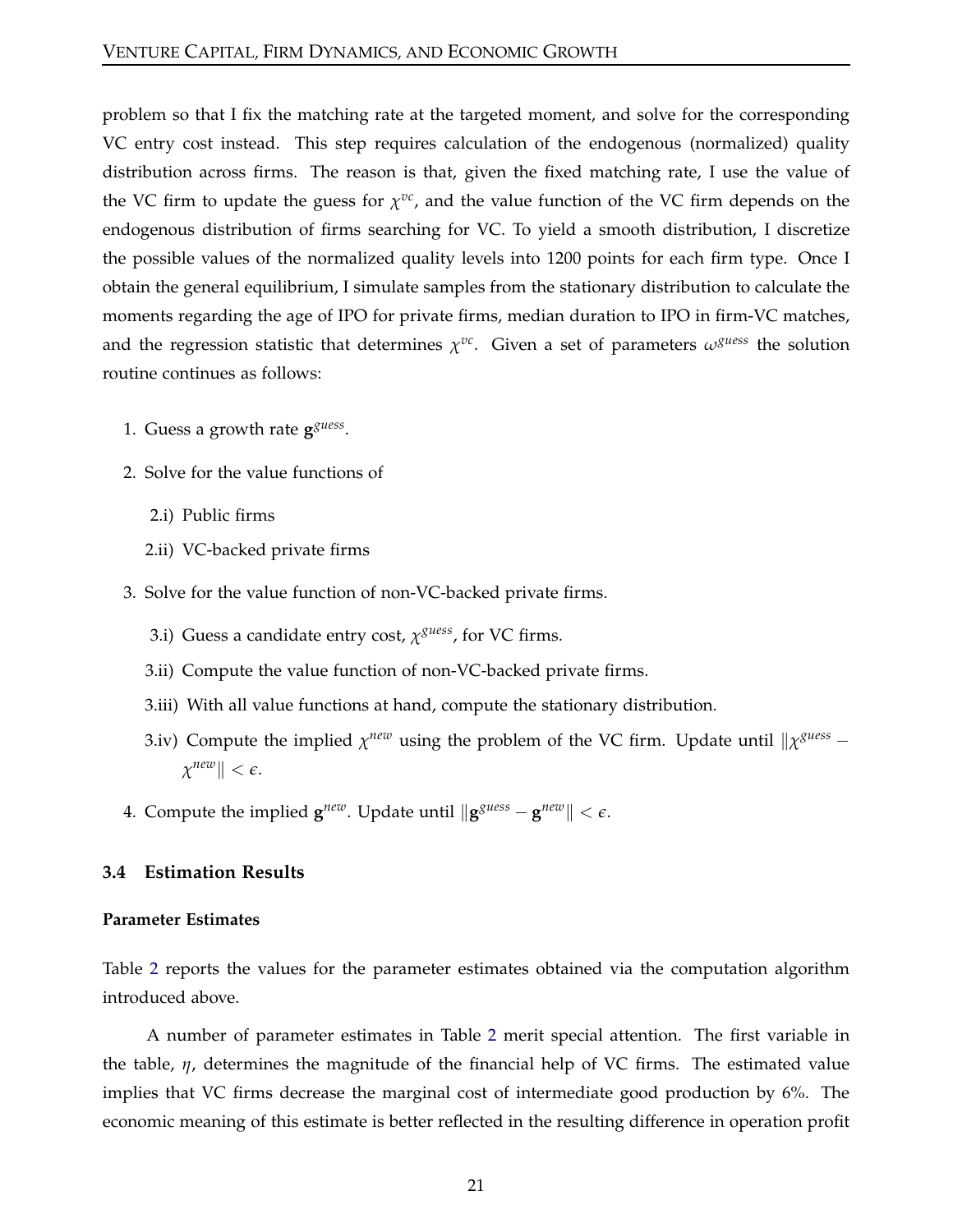problem so that I fix the matching rate at the targeted moment, and solve for the corresponding VC entry cost instead. This step requires calculation of the endogenous (normalized) quality distribution across firms. The reason is that, given the fixed matching rate, I use the value of the VC firm to update the guess for $\chi^{vc}$, and the value function of the VC firm depends on the endogenous distribution of firms searching for VC. To yield a smooth distribution, I discretize the possible values of the normalized quality levels into 1200 points for each firm type. Once I obtain the general equilibrium, I simulate samples from the stationary distribution to calculate the moments regarding the age of IPO for private firms, median duration to IPO in firm-VC matches, and the regression statistic that determines $\chi^{vc}$. Given a set of parameters $\omega^{guess}$ the solution routine continues as follows:

1. Guess a growth rate $\mathbf{g}^{guess}$.
2. Solve for the value functions of
   - 2.i) Public firms
   - 2.ii) VC-backed private firms
3. Solve for the value function of non-VC-backed private firms.
   - 3.i) Guess a candidate entry cost, $\chi^{guess}$, for VC firms.
   - 3.ii) Compute the value function of non-VC-backed private firms.
   - 3.iii) With all value functions at hand, compute the stationary distribution.
   - 3.iv) Compute the implied $\chi^{new}$ using the problem of the VC firm. Update until $\|\chi^{guess} - \chi^{new}\| < \epsilon$.
4. Compute the implied $\mathbf{g}^{new}$. Update until $\|\mathbf{g}^{guess} - \mathbf{g}^{new}\| < \epsilon$.

### 3.4 Estimation Results

**Parameter Estimates**

Table 2 reports the values for the parameter estimates obtained via the computation algorithm introduced above.

A number of parameter estimates in Table 2 merit special attention. The first variable in the table, $\eta$, determines the magnitude of the financial help of VC firms. The estimated value implies that VC firms decrease the marginal cost of intermediate good production by 6%. The economic meaning of this estimate is better reflected in the resulting difference in operation profit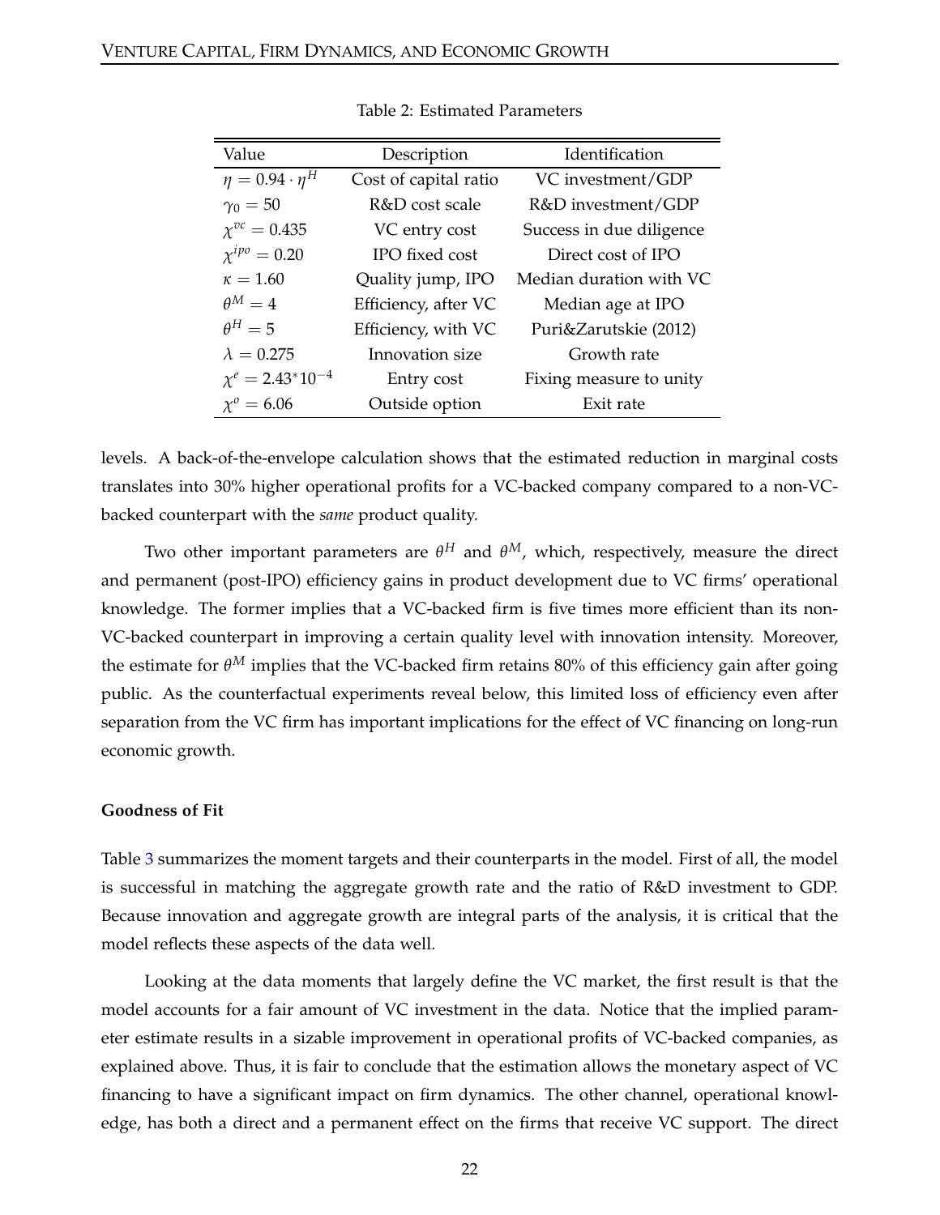Table 2: Estimated Parameters

| Value | Description | Identification |
|---|---|---|
| $\eta = 0.94 \cdot \eta^H$ | Cost of capital ratio | VC investment/GDP |
| $\gamma_0 = 50$ | R&D cost scale | R&D investment/GDP |
| $\chi^{vc} = 0.435$ | VC entry cost | Success in due diligence |
| $\chi^{ipo} = 0.20$ | IPO fixed cost | Direct cost of IPO |
| $\kappa = 1.60$ | Quality jump, IPO | Median duration with VC |
| $\theta^M = 4$ | Efficiency, after VC | Median age at IPO |
| $\theta^H = 5$ | Efficiency, with VC | Puri&Zarutskie (2012) |
| $\lambda = 0.275$ | Innovation size | Growth rate |
| $\chi^e = 2.43{*}10^{-4}$ | Entry cost | Fixing measure to unity |
| $\chi^o = 6.06$ | Outside option | Exit rate |

levels. A back-of-the-envelope calculation shows that the estimated reduction in marginal costs translates into 30% higher operational profits for a VC-backed company compared to a non-VC-backed counterpart with the *same* product quality.

Two other important parameters are $\theta^H$ and $\theta^M$, which, respectively, measure the direct and permanent (post-IPO) efficiency gains in product development due to VC firms' operational knowledge. The former implies that a VC-backed firm is five times more efficient than its non-VC-backed counterpart in improving a certain quality level with innovation intensity. Moreover, the estimate for $\theta^M$ implies that the VC-backed firm retains 80% of this efficiency gain after going public. As the counterfactual experiments reveal below, this limited loss of efficiency even after separation from the VC firm has important implications for the effect of VC financing on long-run economic growth.

**Goodness of Fit**

Table 3 summarizes the moment targets and their counterparts in the model. First of all, the model is successful in matching the aggregate growth rate and the ratio of R&D investment to GDP. Because innovation and aggregate growth are integral parts of the analysis, it is critical that the model reflects these aspects of the data well.

Looking at the data moments that largely define the VC market, the first result is that the model accounts for a fair amount of VC investment in the data. Notice that the implied parameter estimate results in a sizable improvement in operational profits of VC-backed companies, as explained above. Thus, it is fair to conclude that the estimation allows the monetary aspect of VC financing to have a significant impact on firm dynamics. The other channel, operational knowledge, has both a direct and a permanent effect on the firms that receive VC support. The direct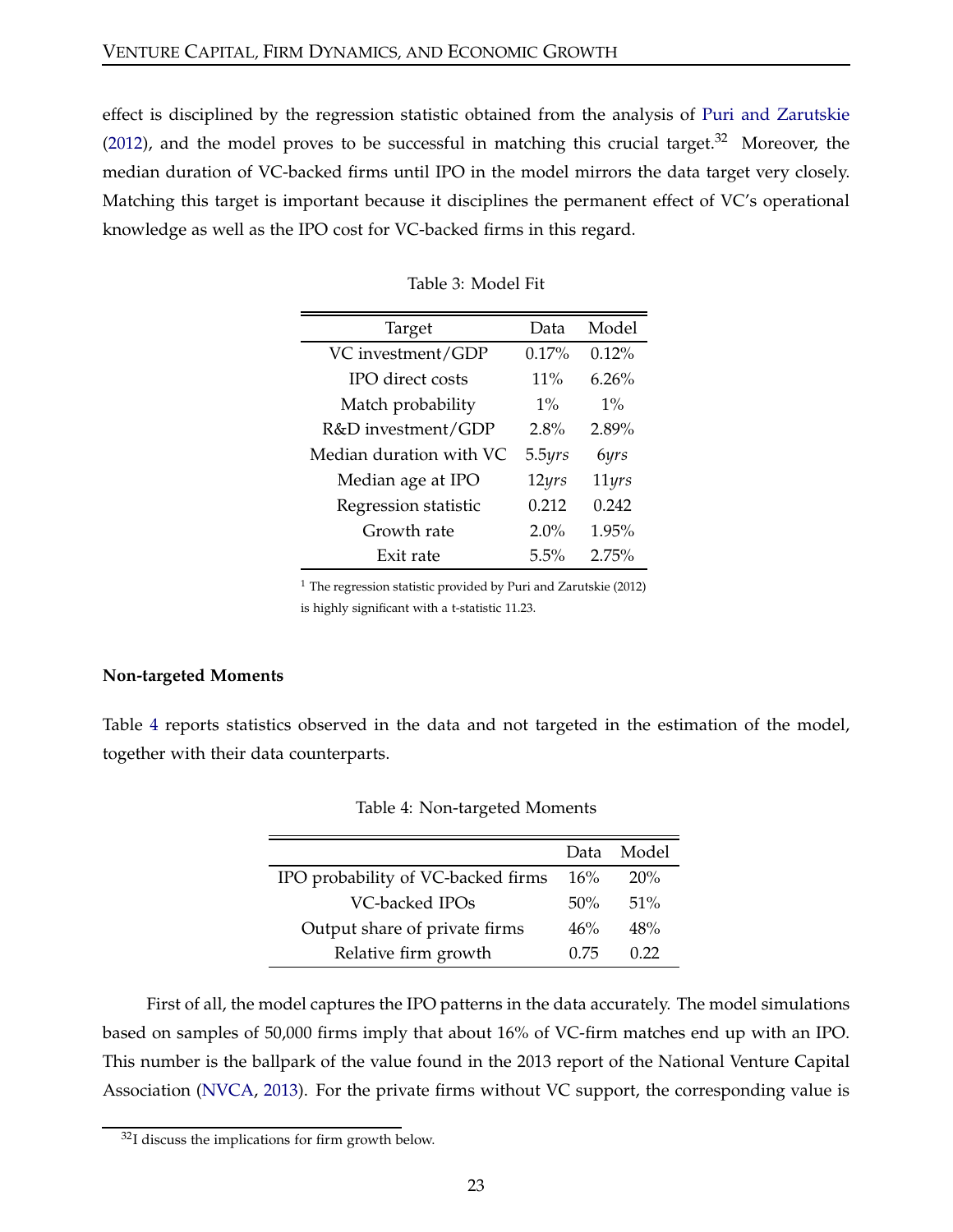effect is disciplined by the regression statistic obtained from the analysis of Puri and Zarutskie (2012), and the model proves to be successful in matching this crucial target.[32] Moreover, the median duration of VC-backed firms until IPO in the model mirrors the data target very closely. Matching this target is important because it disciplines the permanent effect of VC's operational knowledge as well as the IPO cost for VC-backed firms in this regard.

Table 3: Model Fit

| Target | Data | Model |
|---|---|---|
| VC investment/GDP | 0.17% | 0.12% |
| IPO direct costs | 11% | 6.26% |
| Match probability | 1% | 1% |
| R&D investment/GDP | 2.8% | 2.89% |
| Median duration with VC | 5.5*yrs* | 6*yrs* |
| Median age at IPO | 12*yrs* | 11*yrs* |
| Regression statistic | 0.212 | 0.242 |
| Growth rate | 2.0% | 1.95% |
| Exit rate | 5.5% | 2.75% |

[1] The regression statistic provided by Puri and Zarutskie (2012) is highly significant with a t-statistic 11.23.

**Non-targeted Moments**

Table 4 reports statistics observed in the data and not targeted in the estimation of the model, together with their data counterparts.

Table 4: Non-targeted Moments

| | Data | Model |
|---|---|---|
| IPO probability of VC-backed firms | 16% | 20% |
| VC-backed IPOs | 50% | 51% |
| Output share of private firms | 46% | 48% |
| Relative firm growth | 0.75 | 0.22 |

First of all, the model captures the IPO patterns in the data accurately. The model simulations based on samples of 50,000 firms imply that about 16% of VC-firm matches end up with an IPO. This number is the ballpark of the value found in the 2013 report of the National Venture Capital Association (NVCA, 2013). For the private firms without VC support, the corresponding value is

[32] I discuss the implications for firm growth below.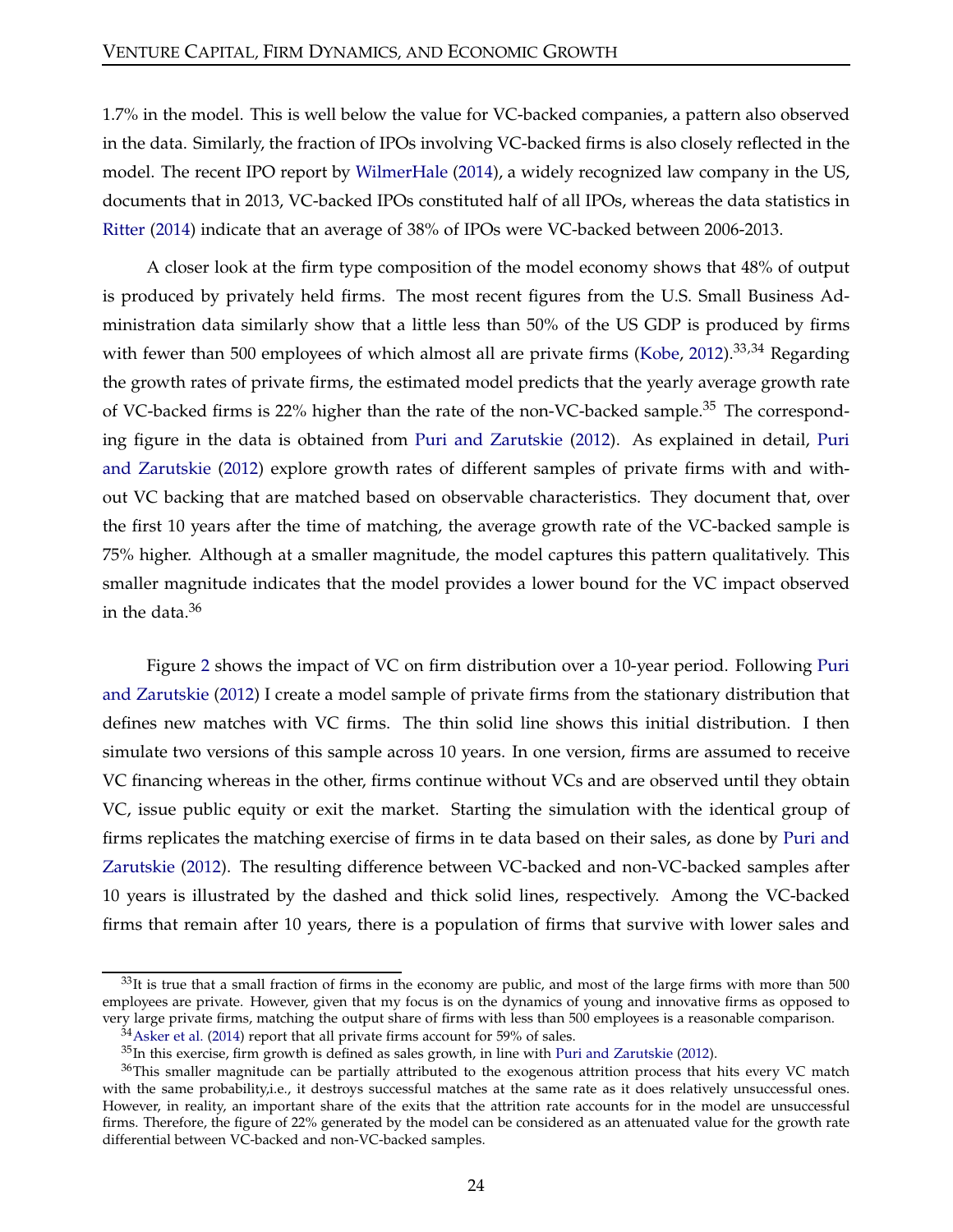1.7% in the model. This is well below the value for VC-backed companies, a pattern also observed in the data. Similarly, the fraction of IPOs involving VC-backed firms is also closely reflected in the model. The recent IPO report by WilmerHale (2014), a widely recognized law company in the US, documents that in 2013, VC-backed IPOs constituted half of all IPOs, whereas the data statistics in Ritter (2014) indicate that an average of 38% of IPOs were VC-backed between 2006-2013.

A closer look at the firm type composition of the model economy shows that 48% of output is produced by privately held firms. The most recent figures from the U.S. Small Business Administration data similarly show that a little less than 50% of the US GDP is produced by firms with fewer than 500 employees of which almost all are private firms (Kobe, 2012).[33,34] Regarding the growth rates of private firms, the estimated model predicts that the yearly average growth rate of VC-backed firms is 22% higher than the rate of the non-VC-backed sample.[35] The corresponding figure in the data is obtained from Puri and Zarutskie (2012). As explained in detail, Puri and Zarutskie (2012) explore growth rates of different samples of private firms with and without VC backing that are matched based on observable characteristics. They document that, over the first 10 years after the time of matching, the average growth rate of the VC-backed sample is 75% higher. Although at a smaller magnitude, the model captures this pattern qualitatively. This smaller magnitude indicates that the model provides a lower bound for the VC impact observed in the data.[36]

Figure 2 shows the impact of VC on firm distribution over a 10-year period. Following Puri and Zarutskie (2012) I create a model sample of private firms from the stationary distribution that defines new matches with VC firms. The thin solid line shows this initial distribution. I then simulate two versions of this sample across 10 years. In one version, firms are assumed to receive VC financing whereas in the other, firms continue without VCs and are observed until they obtain VC, issue public equity or exit the market. Starting the simulation with the identical group of firms replicates the matching exercise of firms in te data based on their sales, as done by Puri and Zarutskie (2012). The resulting difference between VC-backed and non-VC-backed samples after 10 years is illustrated by the dashed and thick solid lines, respectively. Among the VC-backed firms that remain after 10 years, there is a population of firms that survive with lower sales and

[33] It is true that a small fraction of firms in the economy are public, and most of the large firms with more than 500 employees are private. However, given that my focus is on the dynamics of young and innovative firms as opposed to very large private firms, matching the output share of firms with less than 500 employees is a reasonable comparison.

[34] Asker et al. (2014) report that all private firms account for 59% of sales.

[35] In this exercise, firm growth is defined as sales growth, in line with Puri and Zarutskie (2012).

[36] This smaller magnitude can be partially attributed to the exogenous attrition process that hits every VC match with the same probability,i.e., it destroys successful matches at the same rate as it does relatively unsuccessful ones. However, in reality, an important share of the exits that the attrition rate accounts for in the model are unsuccessful firms. Therefore, the figure of 22% generated by the model can be considered as an attenuated value for the growth rate differential between VC-backed and non-VC-backed samples.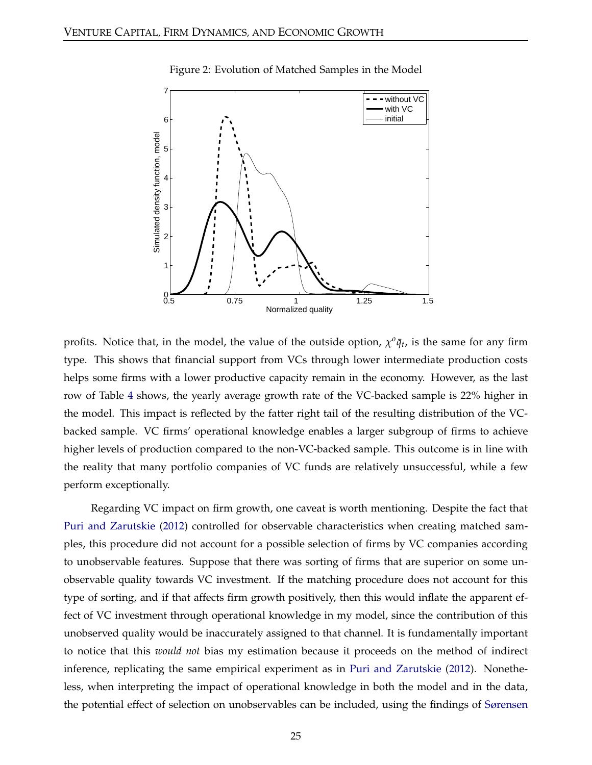Figure 2: Evolution of Matched Samples in the Model

profits. Notice that, in the model, the value of the outside option, $\chi^o \bar{q}_t$, is the same for any firm type. This shows that financial support from VCs through lower intermediate production costs helps some firms with a lower productive capacity remain in the economy. However, as the last row of Table 4 shows, the yearly average growth rate of the VC-backed sample is 22% higher in the model. This impact is reflected by the fatter right tail of the resulting distribution of the VC-backed sample. VC firms' operational knowledge enables a larger subgroup of firms to achieve higher levels of production compared to the non-VC-backed sample. This outcome is in line with the reality that many portfolio companies of VC funds are relatively unsuccessful, while a few perform exceptionally.

Regarding VC impact on firm growth, one caveat is worth mentioning. Despite the fact that Puri and Zarutskie (2012) controlled for observable characteristics when creating matched samples, this procedure did not account for a possible selection of firms by VC companies according to unobservable features. Suppose that there was sorting of firms that are superior on some unobservable quality towards VC investment. If the matching procedure does not account for this type of sorting, and if that affects firm growth positively, then this would inflate the apparent effect of VC investment through operational knowledge in my model, since the contribution of this unobserved quality would be inaccurately assigned to that channel. It is fundamentally important to notice that this *would not* bias my estimation because it proceeds on the method of indirect inference, replicating the same empirical experiment as in Puri and Zarutskie (2012). Nonetheless, when interpreting the impact of operational knowledge in both the model and in the data, the potential effect of selection on unobservables can be included, using the findings of Sørensen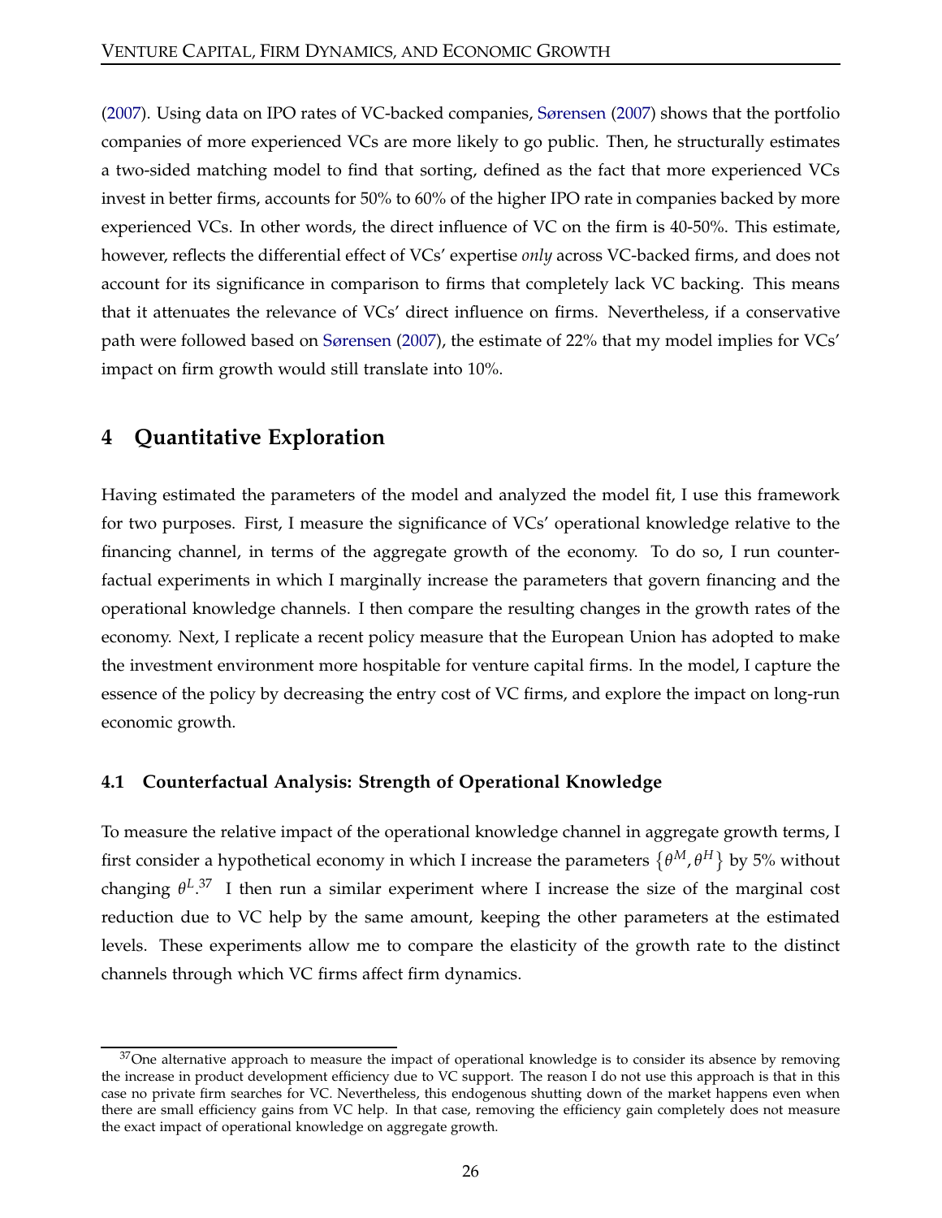(2007). Using data on IPO rates of VC-backed companies, Sørensen (2007) shows that the portfolio companies of more experienced VCs are more likely to go public. Then, he structurally estimates a two-sided matching model to find that sorting, defined as the fact that more experienced VCs invest in better firms, accounts for 50% to 60% of the higher IPO rate in companies backed by more experienced VCs. In other words, the direct influence of VC on the firm is 40-50%. This estimate, however, reflects the differential effect of VCs' expertise *only* across VC-backed firms, and does not account for its significance in comparison to firms that completely lack VC backing. This means that it attenuates the relevance of VCs' direct influence on firms. Nevertheless, if a conservative path were followed based on Sørensen (2007), the estimate of 22% that my model implies for VCs' impact on firm growth would still translate into 10%.

# 4 Quantitative Exploration

Having estimated the parameters of the model and analyzed the model fit, I use this framework for two purposes. First, I measure the significance of VCs' operational knowledge relative to the financing channel, in terms of the aggregate growth of the economy. To do so, I run counterfactual experiments in which I marginally increase the parameters that govern financing and the operational knowledge channels. I then compare the resulting changes in the growth rates of the economy. Next, I replicate a recent policy measure that the European Union has adopted to make the investment environment more hospitable for venture capital firms. In the model, I capture the essence of the policy by decreasing the entry cost of VC firms, and explore the impact on long-run economic growth.

## 4.1 Counterfactual Analysis: Strength of Operational Knowledge

To measure the relative impact of the operational knowledge channel in aggregate growth terms, I first consider a hypothetical economy in which I increase the parameters $\{\theta^M, \theta^H\}$ by 5% without changing $\theta^L$.[37] I then run a similar experiment where I increase the size of the marginal cost reduction due to VC help by the same amount, keeping the other parameters at the estimated levels. These experiments allow me to compare the elasticity of the growth rate to the distinct channels through which VC firms affect firm dynamics.

[37] One alternative approach to measure the impact of operational knowledge is to consider its absence by removing the increase in product development efficiency due to VC support. The reason I do not use this approach is that in this case no private firm searches for VC. Nevertheless, this endogenous shutting down of the market happens even when there are small efficiency gains from VC help. In that case, removing the efficiency gain completely does not measure the exact impact of operational knowledge on aggregate growth.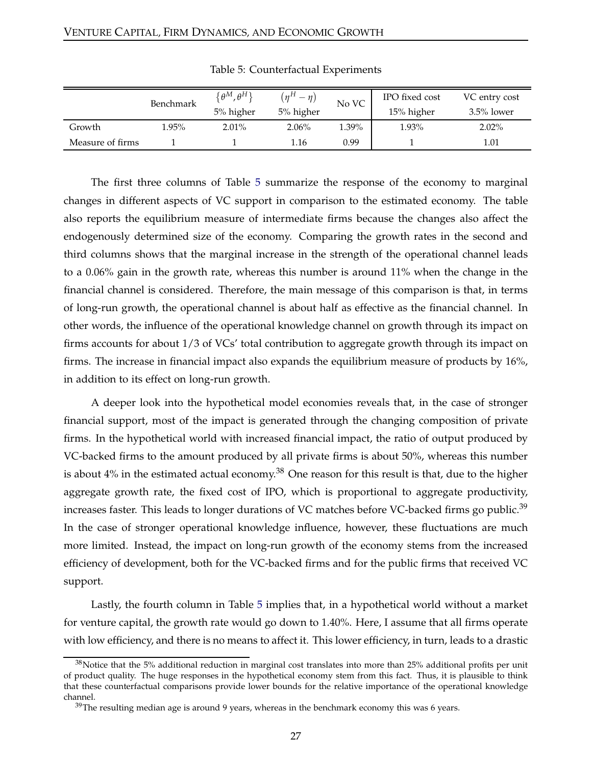Table 5: Counterfactual Experiments

| | Benchmark | $\{\theta^M, \theta^H\}$ 5% higher | $(\eta^H - \eta)$ 5% higher | No VC | IPO fixed cost 15% higher | VC entry cost 3.5% lower |
|---|---|---|---|---|---|---|
| Growth | 1.95% | 2.01% | 2.06% | 1.39% | 1.93% | 2.02% |
| Measure of firms | 1 | 1 | 1.16 | 0.99 | 1 | 1.01 |

The first three columns of Table 5 summarize the response of the economy to marginal changes in different aspects of VC support in comparison to the estimated economy. The table also reports the equilibrium measure of intermediate firms because the changes also affect the endogenously determined size of the economy. Comparing the growth rates in the second and third columns shows that the marginal increase in the strength of the operational channel leads to a 0.06% gain in the growth rate, whereas this number is around 11% when the change in the financial channel is considered. Therefore, the main message of this comparison is that, in terms of long-run growth, the operational channel is about half as effective as the financial channel. In other words, the influence of the operational knowledge channel on growth through its impact on firms accounts for about 1/3 of VCs' total contribution to aggregate growth through its impact on firms. The increase in financial impact also expands the equilibrium measure of products by 16%, in addition to its effect on long-run growth.

A deeper look into the hypothetical model economies reveals that, in the case of stronger financial support, most of the impact is generated through the changing composition of private firms. In the hypothetical world with increased financial impact, the ratio of output produced by VC-backed firms to the amount produced by all private firms is about 50%, whereas this number is about 4% in the estimated actual economy.[38] One reason for this result is that, due to the higher aggregate growth rate, the fixed cost of IPO, which is proportional to aggregate productivity, increases faster. This leads to longer durations of VC matches before VC-backed firms go public.[39] In the case of stronger operational knowledge influence, however, these fluctuations are much more limited. Instead, the impact on long-run growth of the economy stems from the increased efficiency of development, both for the VC-backed firms and for the public firms that received VC support.

Lastly, the fourth column in Table 5 implies that, in a hypothetical world without a market for venture capital, the growth rate would go down to 1.40%. Here, I assume that all firms operate with low efficiency, and there is no means to affect it. This lower efficiency, in turn, leads to a drastic

[38] Notice that the 5% additional reduction in marginal cost translates into more than 25% additional profits per unit of product quality. The huge responses in the hypothetical economy stem from this fact. Thus, it is plausible to think that these counterfactual comparisons provide lower bounds for the relative importance of the operational knowledge channel.

[39] The resulting median age is around 9 years, whereas in the benchmark economy this was 6 years.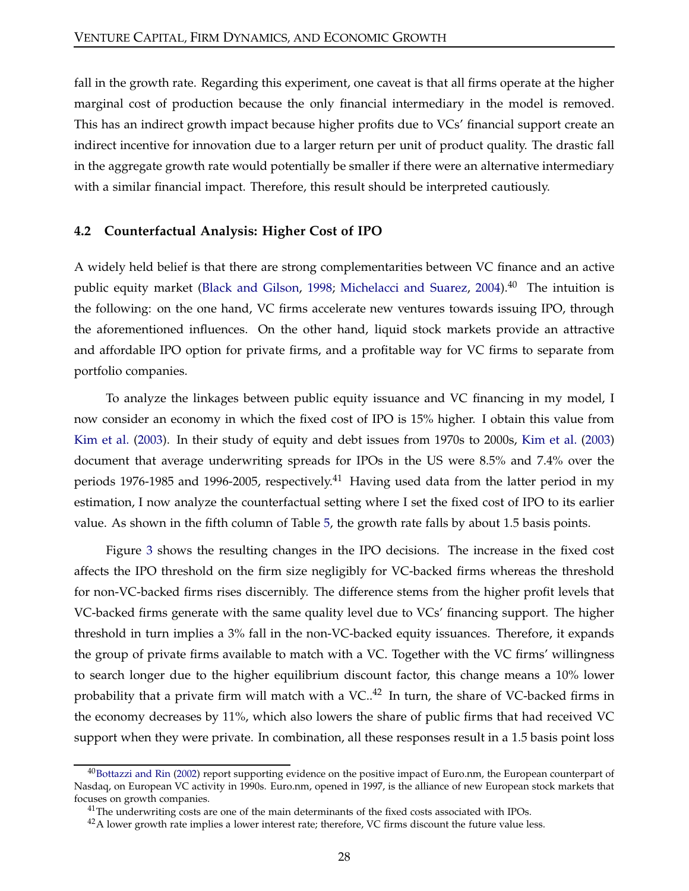fall in the growth rate. Regarding this experiment, one caveat is that all firms operate at the higher marginal cost of production because the only financial intermediary in the model is removed. This has an indirect growth impact because higher profits due to VCs' financial support create an indirect incentive for innovation due to a larger return per unit of product quality. The drastic fall in the aggregate growth rate would potentially be smaller if there were an alternative intermediary with a similar financial impact. Therefore, this result should be interpreted cautiously.

### 4.2 Counterfactual Analysis: Higher Cost of IPO

A widely held belief is that there are strong complementarities between VC finance and an active public equity market (Black and Gilson, 1998; Michelacci and Suarez, 2004).[40] The intuition is the following: on the one hand, VC firms accelerate new ventures towards issuing IPO, through the aforementioned influences. On the other hand, liquid stock markets provide an attractive and affordable IPO option for private firms, and a profitable way for VC firms to separate from portfolio companies.

To analyze the linkages between public equity issuance and VC financing in my model, I now consider an economy in which the fixed cost of IPO is 15% higher. I obtain this value from Kim et al. (2003). In their study of equity and debt issues from 1970s to 2000s, Kim et al. (2003) document that average underwriting spreads for IPOs in the US were 8.5% and 7.4% over the periods 1976-1985 and 1996-2005, respectively.[41] Having used data from the latter period in my estimation, I now analyze the counterfactual setting where I set the fixed cost of IPO to its earlier value. As shown in the fifth column of Table 5, the growth rate falls by about 1.5 basis points.

Figure 3 shows the resulting changes in the IPO decisions. The increase in the fixed cost affects the IPO threshold on the firm size negligibly for VC-backed firms whereas the threshold for non-VC-backed firms rises discernibly. The difference stems from the higher profit levels that VC-backed firms generate with the same quality level due to VCs' financing support. The higher threshold in turn implies a 3% fall in the non-VC-backed equity issuances. Therefore, it expands the group of private firms available to match with a VC. Together with the VC firms' willingness to search longer due to the higher equilibrium discount factor, this change means a 10% lower probability that a private firm will match with a VC..[42] In turn, the share of VC-backed firms in the economy decreases by 11%, which also lowers the share of public firms that had received VC support when they were private. In combination, all these responses result in a 1.5 basis point loss

[40] Bottazzi and Rin (2002) report supporting evidence on the positive impact of Euro.nm, the European counterpart of Nasdaq, on European VC activity in 1990s. Euro.nm, opened in 1997, is the alliance of new European stock markets that focuses on growth companies.

[41] The underwriting costs are one of the main determinants of the fixed costs associated with IPOs.

[42] A lower growth rate implies a lower interest rate; therefore, VC firms discount the future value less.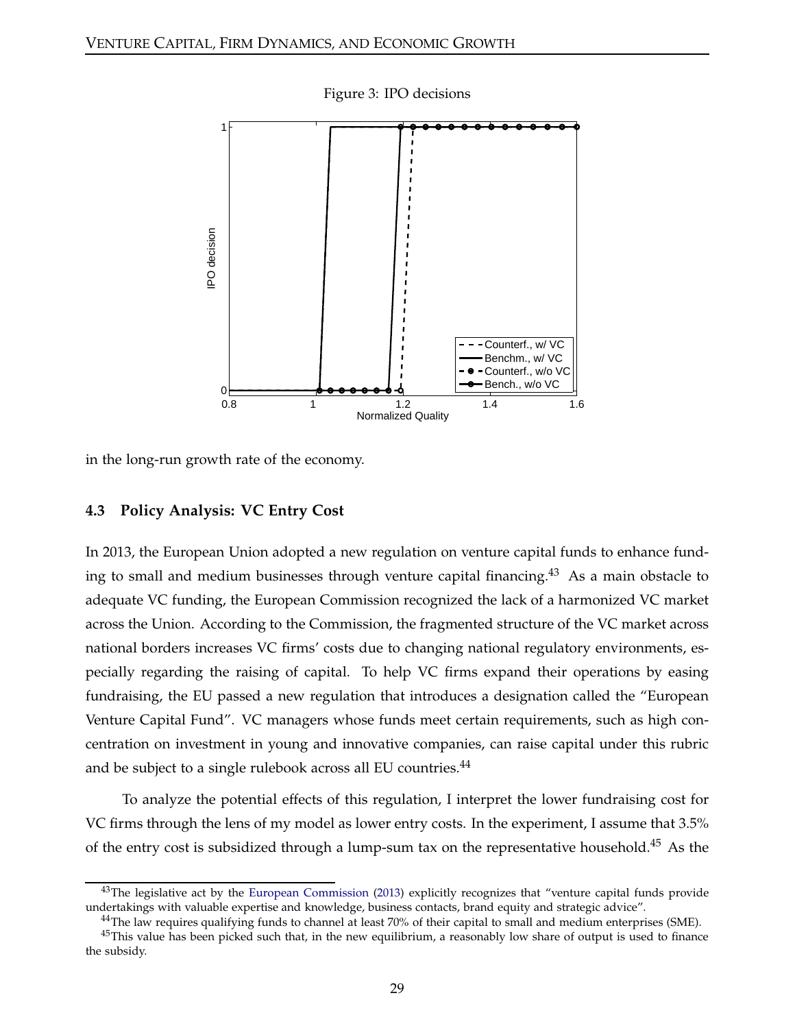Figure 3: IPO decisions

in the long-run growth rate of the economy.

### 4.3 Policy Analysis: VC Entry Cost

In 2013, the European Union adopted a new regulation on venture capital funds to enhance funding to small and medium businesses through venture capital financing.[43] As a main obstacle to adequate VC funding, the European Commission recognized the lack of a harmonized VC market across the Union. According to the Commission, the fragmented structure of the VC market across national borders increases VC firms' costs due to changing national regulatory environments, especially regarding the raising of capital. To help VC firms expand their operations by easing fundraising, the EU passed a new regulation that introduces a designation called the "European Venture Capital Fund". VC managers whose funds meet certain requirements, such as high concentration on investment in young and innovative companies, can raise capital under this rubric and be subject to a single rulebook across all EU countries.[44]

To analyze the potential effects of this regulation, I interpret the lower fundraising cost for VC firms through the lens of my model as lower entry costs. In the experiment, I assume that 3.5% of the entry cost is subsidized through a lump-sum tax on the representative household.[45] As the

[43] The legislative act by the European Commission (2013) explicitly recognizes that "venture capital funds provide undertakings with valuable expertise and knowledge, business contacts, brand equity and strategic advice".

[44] The law requires qualifying funds to channel at least 70% of their capital to small and medium enterprises (SME).

[45] This value has been picked such that, in the new equilibrium, a reasonably low share of output is used to finance the subsidy.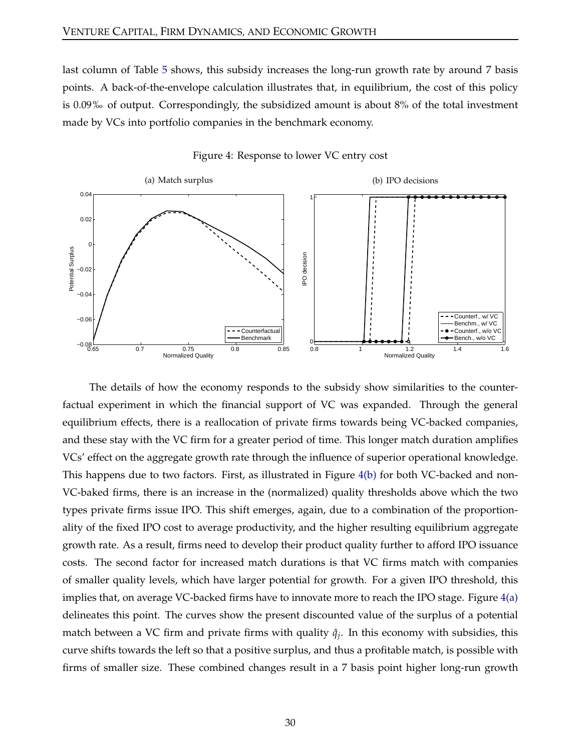last column of Table 5 shows, this subsidy increases the long-run growth rate by around 7 basis points. A back-of-the-envelope calculation illustrates that, in equilibrium, the cost of this policy is 0.09‰ of output. Correspondingly, the subsidized amount is about 8% of the total investment made by VCs into portfolio companies in the benchmark economy.

Figure 4: Response to lower VC entry cost

(a) Match surplus

(b) IPO decisions

The details of how the economy responds to the subsidy show similarities to the counterfactual experiment in which the financial support of VC was expanded. Through the general equilibrium effects, there is a reallocation of private firms towards being VC-backed companies, and these stay with the VC firm for a greater period of time. This longer match duration amplifies VCs' effect on the aggregate growth rate through the influence of superior operational knowledge. This happens due to two factors. First, as illustrated in Figure 4(b) for both VC-backed and non-VC-baked firms, there is an increase in the (normalized) quality thresholds above which the two types private firms issue IPO. This shift emerges, again, due to a combination of the proportionality of the fixed IPO cost to average productivity, and the higher resulting equilibrium aggregate growth rate. As a result, firms need to develop their product quality further to afford IPO issuance costs. The second factor for increased match durations is that VC firms match with companies of smaller quality levels, which have larger potential for growth. For a given IPO threshold, this implies that, on average VC-backed firms have to innovate more to reach the IPO stage. Figure 4(a) delineates this point. The curves show the present discounted value of the surplus of a potential match between a VC firm and private firms with quality $\hat{q}_j$. In this economy with subsidies, this curve shifts towards the left so that a positive surplus, and thus a profitable match, is possible with firms of smaller size. These combined changes result in a 7 basis point higher long-run growth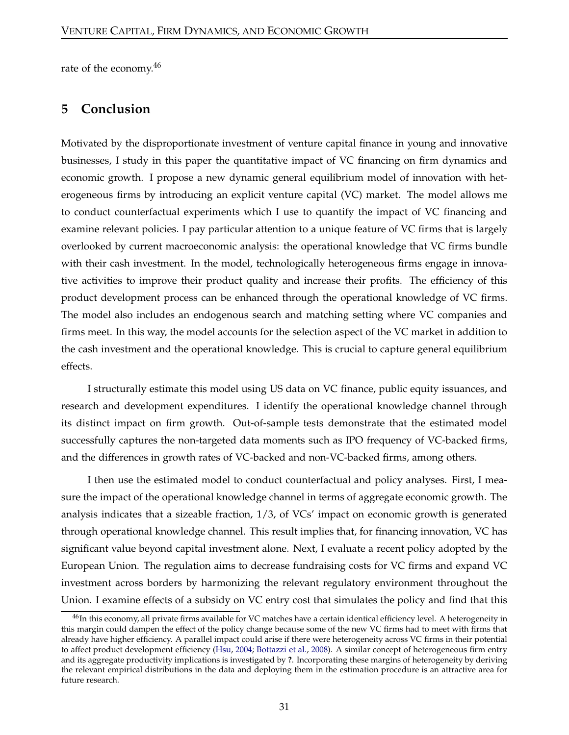rate of the economy.[46]

## 5 Conclusion

Motivated by the disproportionate investment of venture capital finance in young and innovative businesses, I study in this paper the quantitative impact of VC financing on firm dynamics and economic growth. I propose a new dynamic general equilibrium model of innovation with heterogeneous firms by introducing an explicit venture capital (VC) market. The model allows me to conduct counterfactual experiments which I use to quantify the impact of VC financing and examine relevant policies. I pay particular attention to a unique feature of VC firms that is largely overlooked by current macroeconomic analysis: the operational knowledge that VC firms bundle with their cash investment. In the model, technologically heterogeneous firms engage in innovative activities to improve their product quality and increase their profits. The efficiency of this product development process can be enhanced through the operational knowledge of VC firms. The model also includes an endogenous search and matching setting where VC companies and firms meet. In this way, the model accounts for the selection aspect of the VC market in addition to the cash investment and the operational knowledge. This is crucial to capture general equilibrium effects.

I structurally estimate this model using US data on VC finance, public equity issuances, and research and development expenditures. I identify the operational knowledge channel through its distinct impact on firm growth. Out-of-sample tests demonstrate that the estimated model successfully captures the non-targeted data moments such as IPO frequency of VC-backed firms, and the differences in growth rates of VC-backed and non-VC-backed firms, among others.

I then use the estimated model to conduct counterfactual and policy analyses. First, I measure the impact of the operational knowledge channel in terms of aggregate economic growth. The analysis indicates that a sizeable fraction, $1/3$, of VCs' impact on economic growth is generated through operational knowledge channel. This result implies that, for financing innovation, VC has significant value beyond capital investment alone. Next, I evaluate a recent policy adopted by the European Union. The regulation aims to decrease fundraising costs for VC firms and expand VC investment across borders by harmonizing the relevant regulatory environment throughout the Union. I examine effects of a subsidy on VC entry cost that simulates the policy and find that this

[46] In this economy, all private firms available for VC matches have a certain identical efficiency level. A heterogeneity in this margin could dampen the effect of the policy change because some of the new VC firms had to meet with firms that already have higher efficiency. A parallel impact could arise if there were heterogeneity across VC firms in their potential to affect product development efficiency (Hsu, 2004; Bottazzi et al., 2008). A similar concept of heterogeneous firm entry and its aggregate productivity implications is investigated by **?**. Incorporating these margins of heterogeneity by deriving the relevant empirical distributions in the data and deploying them in the estimation procedure is an attractive area for future research.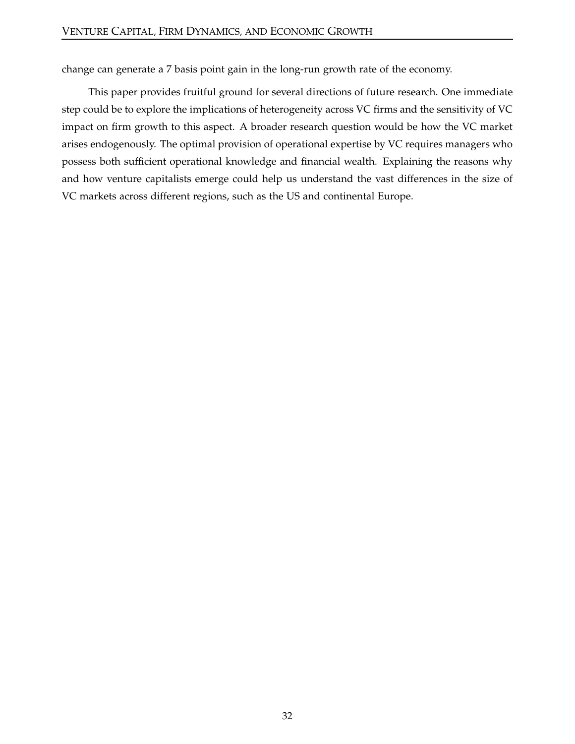change can generate a 7 basis point gain in the long-run growth rate of the economy.

This paper provides fruitful ground for several directions of future research. One immediate step could be to explore the implications of heterogeneity across VC firms and the sensitivity of VC impact on firm growth to this aspect. A broader research question would be how the VC market arises endogenously. The optimal provision of operational expertise by VC requires managers who possess both sufficient operational knowledge and financial wealth. Explaining the reasons why and how venture capitalists emerge could help us understand the vast differences in the size of VC markets across different regions, such as the US and continental Europe.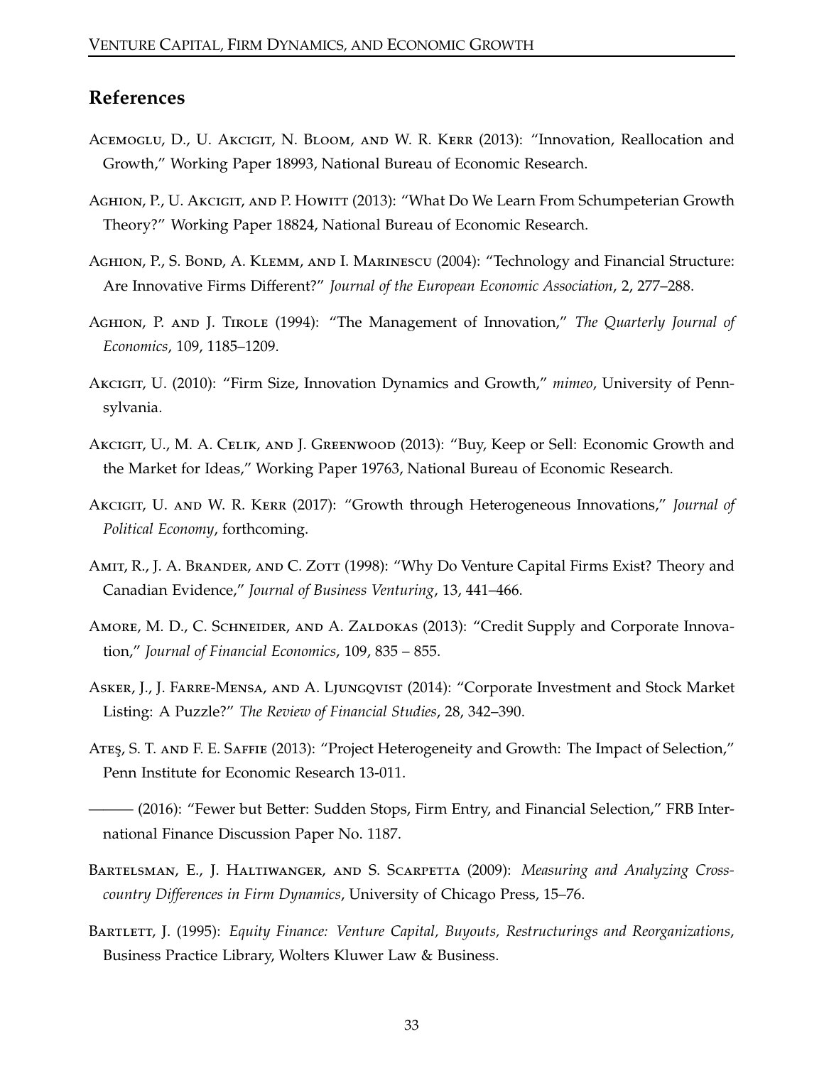## References

Acemoglu, D., U. Akcigit, N. Bloom, and W. R. Kerr (2013): "Innovation, Reallocation and Growth," Working Paper 18993, National Bureau of Economic Research.

Aghion, P., U. Akcigit, and P. Howitt (2013): "What Do We Learn From Schumpeterian Growth Theory?" Working Paper 18824, National Bureau of Economic Research.

Aghion, P., S. Bond, A. Klemm, and I. Marinescu (2004): "Technology and Financial Structure: Are Innovative Firms Different?" *Journal of the European Economic Association*, 2, 277–288.

Aghion, P. and J. Tirole (1994): "The Management of Innovation," *The Quarterly Journal of Economics*, 109, 1185–1209.

Akcigit, U. (2010): "Firm Size, Innovation Dynamics and Growth," *mimeo*, University of Pennsylvania.

Akcigit, U., M. A. Celik, and J. Greenwood (2013): "Buy, Keep or Sell: Economic Growth and the Market for Ideas," Working Paper 19763, National Bureau of Economic Research.

Akcigit, U. and W. R. Kerr (2017): "Growth through Heterogeneous Innovations," *Journal of Political Economy*, forthcoming.

Amit, R., J. A. Brander, and C. Zott (1998): "Why Do Venture Capital Firms Exist? Theory and Canadian Evidence," *Journal of Business Venturing*, 13, 441–466.

Amore, M. D., C. Schneider, and A. Zaldokas (2013): "Credit Supply and Corporate Innovation," *Journal of Financial Economics*, 109, 835 – 855.

Asker, J., J. Farre-Mensa, and A. Ljungqvist (2014): "Corporate Investment and Stock Market Listing: A Puzzle?" *The Review of Financial Studies*, 28, 342–390.

Ateş, S. T. and F. E. Saffie (2013): "Project Heterogeneity and Growth: The Impact of Selection," Penn Institute for Economic Research 13-011.

——— (2016): "Fewer but Better: Sudden Stops, Firm Entry, and Financial Selection," FRB International Finance Discussion Paper No. 1187.

Bartelsman, E., J. Haltiwanger, and S. Scarpetta (2009): *Measuring and Analyzing Cross-country Differences in Firm Dynamics*, University of Chicago Press, 15–76.

Bartlett, J. (1995): *Equity Finance: Venture Capital, Buyouts, Restructurings and Reorganizations*, Business Practice Library, Wolters Kluwer Law & Business.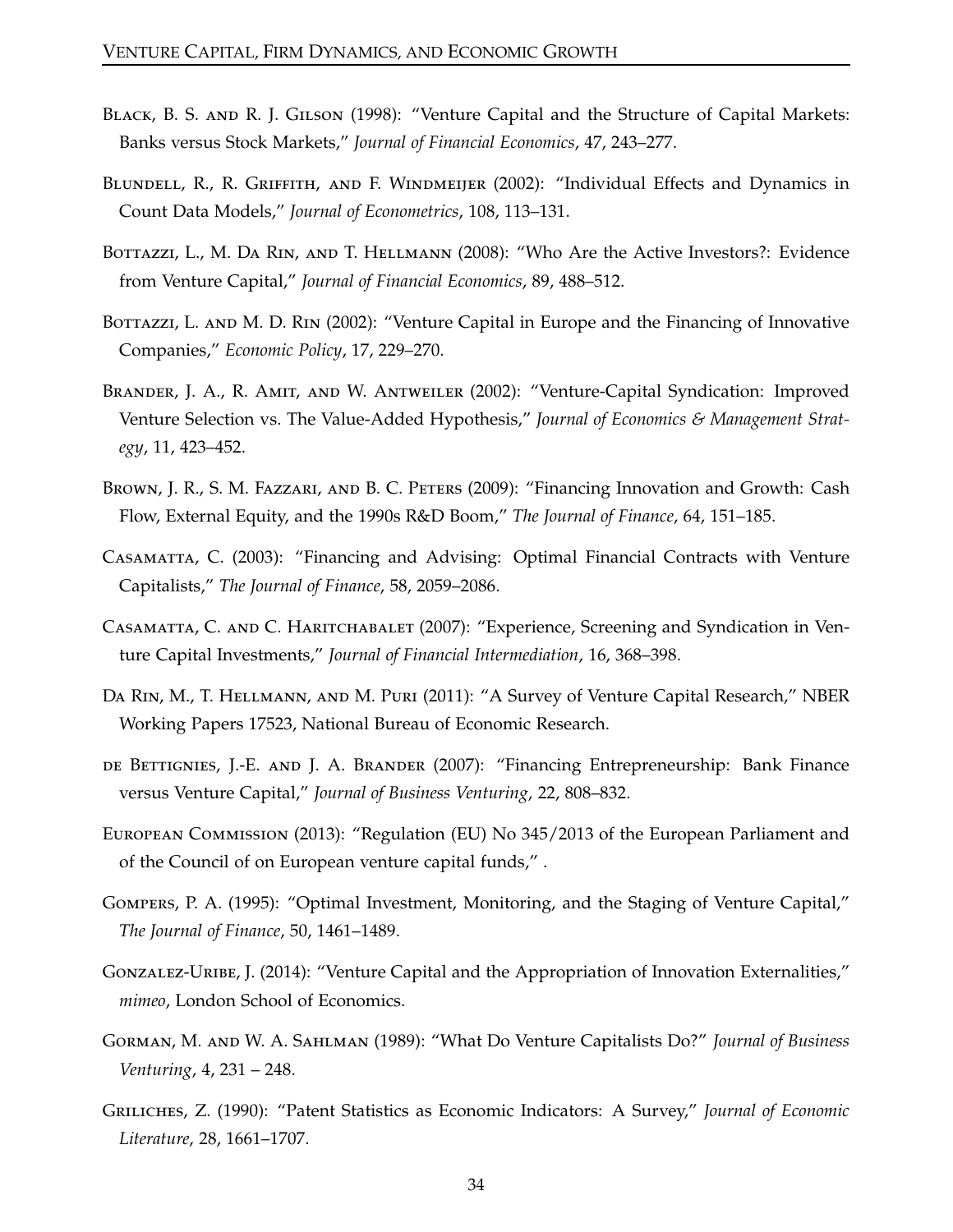Black, B. S. and R. J. Gilson (1998): "Venture Capital and the Structure of Capital Markets: Banks versus Stock Markets," *Journal of Financial Economics*, 47, 243–277.

Blundell, R., R. Griffith, and F. Windmeijer (2002): "Individual Effects and Dynamics in Count Data Models," *Journal of Econometrics*, 108, 113–131.

Bottazzi, L., M. Da Rin, and T. Hellmann (2008): "Who Are the Active Investors?: Evidence from Venture Capital," *Journal of Financial Economics*, 89, 488–512.

Bottazzi, L. and M. D. Rin (2002): "Venture Capital in Europe and the Financing of Innovative Companies," *Economic Policy*, 17, 229–270.

Brander, J. A., R. Amit, and W. Antweiler (2002): "Venture-Capital Syndication: Improved Venture Selection vs. The Value-Added Hypothesis," *Journal of Economics & Management Strategy*, 11, 423–452.

Brown, J. R., S. M. Fazzari, and B. C. Peters (2009): "Financing Innovation and Growth: Cash Flow, External Equity, and the 1990s R&D Boom," *The Journal of Finance*, 64, 151–185.

Casamatta, C. (2003): "Financing and Advising: Optimal Financial Contracts with Venture Capitalists," *The Journal of Finance*, 58, 2059–2086.

Casamatta, C. and C. Haritchabalet (2007): "Experience, Screening and Syndication in Venture Capital Investments," *Journal of Financial Intermediation*, 16, 368–398.

Da Rin, M., T. Hellmann, and M. Puri (2011): "A Survey of Venture Capital Research," NBER Working Papers 17523, National Bureau of Economic Research.

de Bettignies, J.-E. and J. A. Brander (2007): "Financing Entrepreneurship: Bank Finance versus Venture Capital," *Journal of Business Venturing*, 22, 808–832.

European Commission (2013): "Regulation (EU) No 345/2013 of the European Parliament and of the Council of on European venture capital funds," .

Gompers, P. A. (1995): "Optimal Investment, Monitoring, and the Staging of Venture Capital," *The Journal of Finance*, 50, 1461–1489.

Gonzalez-Uribe, J. (2014): "Venture Capital and the Appropriation of Innovation Externalities," *mimeo*, London School of Economics.

Gorman, M. and W. A. Sahlman (1989): "What Do Venture Capitalists Do?" *Journal of Business Venturing*, 4, 231 – 248.

Griliches, Z. (1990): "Patent Statistics as Economic Indicators: A Survey," *Journal of Economic Literature*, 28, 1661–1707.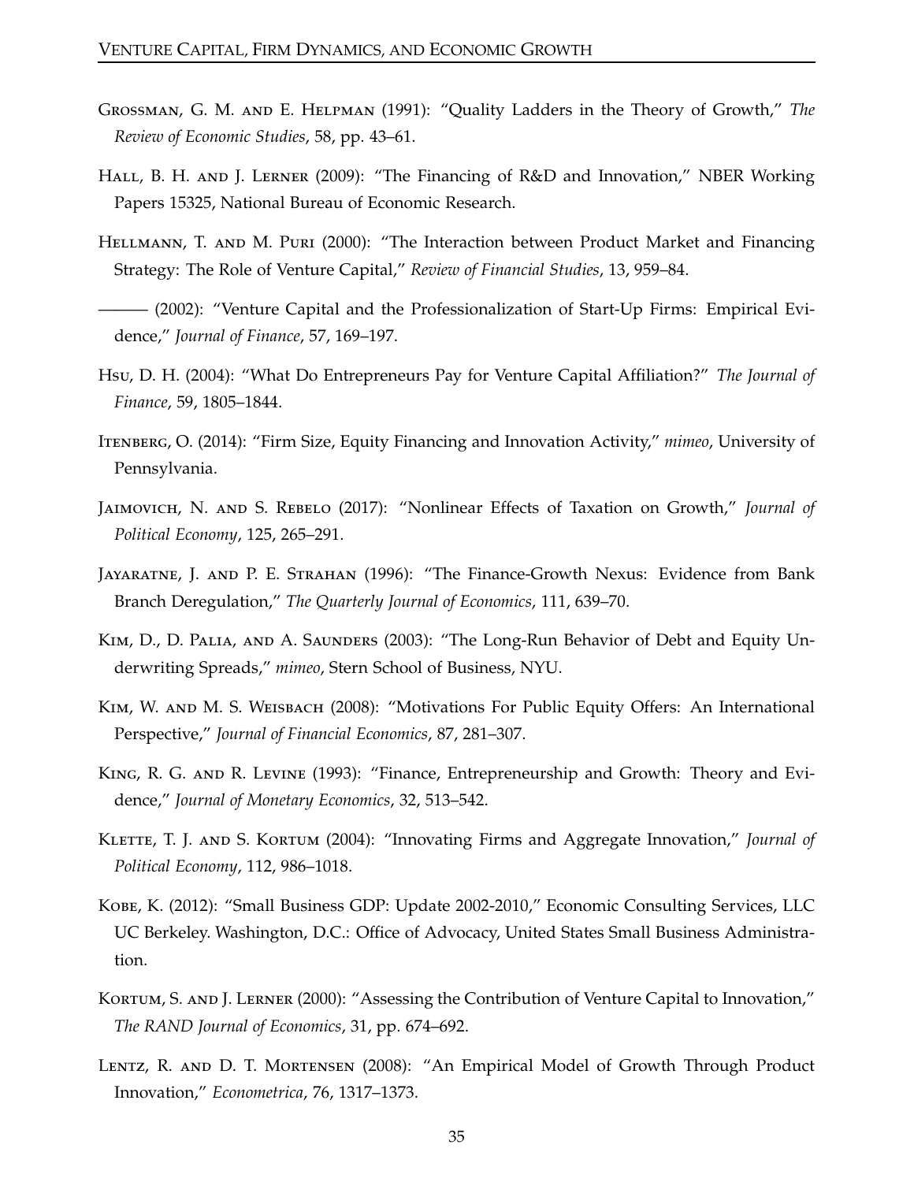Grossman, G. M. and E. Helpman (1991): "Quality Ladders in the Theory of Growth," *The Review of Economic Studies*, 58, pp. 43–61.

Hall, B. H. and J. Lerner (2009): "The Financing of R&D and Innovation," NBER Working Papers 15325, National Bureau of Economic Research.

Hellmann, T. and M. Puri (2000): "The Interaction between Product Market and Financing Strategy: The Role of Venture Capital," *Review of Financial Studies*, 13, 959–84.

——— (2002): "Venture Capital and the Professionalization of Start-Up Firms: Empirical Evidence," *Journal of Finance*, 57, 169–197.

Hsu, D. H. (2004): "What Do Entrepreneurs Pay for Venture Capital Affiliation?" *The Journal of Finance*, 59, 1805–1844.

Itenberg, O. (2014): "Firm Size, Equity Financing and Innovation Activity," *mimeo*, University of Pennsylvania.

Jaimovich, N. and S. Rebelo (2017): "Nonlinear Effects of Taxation on Growth," *Journal of Political Economy*, 125, 265–291.

Jayaratne, J. and P. E. Strahan (1996): "The Finance-Growth Nexus: Evidence from Bank Branch Deregulation," *The Quarterly Journal of Economics*, 111, 639–70.

Kim, D., D. Palia, and A. Saunders (2003): "The Long-Run Behavior of Debt and Equity Underwriting Spreads," *mimeo*, Stern School of Business, NYU.

Kim, W. and M. S. Weisbach (2008): "Motivations For Public Equity Offers: An International Perspective," *Journal of Financial Economics*, 87, 281–307.

King, R. G. and R. Levine (1993): "Finance, Entrepreneurship and Growth: Theory and Evidence," *Journal of Monetary Economics*, 32, 513–542.

Klette, T. J. and S. Kortum (2004): "Innovating Firms and Aggregate Innovation," *Journal of Political Economy*, 112, 986–1018.

Kobe, K. (2012): "Small Business GDP: Update 2002-2010," Economic Consulting Services, LLC UC Berkeley. Washington, D.C.: Office of Advocacy, United States Small Business Administration.

Kortum, S. and J. Lerner (2000): "Assessing the Contribution of Venture Capital to Innovation," *The RAND Journal of Economics*, 31, pp. 674–692.

Lentz, R. and D. T. Mortensen (2008): "An Empirical Model of Growth Through Product Innovation," *Econometrica*, 76, 1317–1373.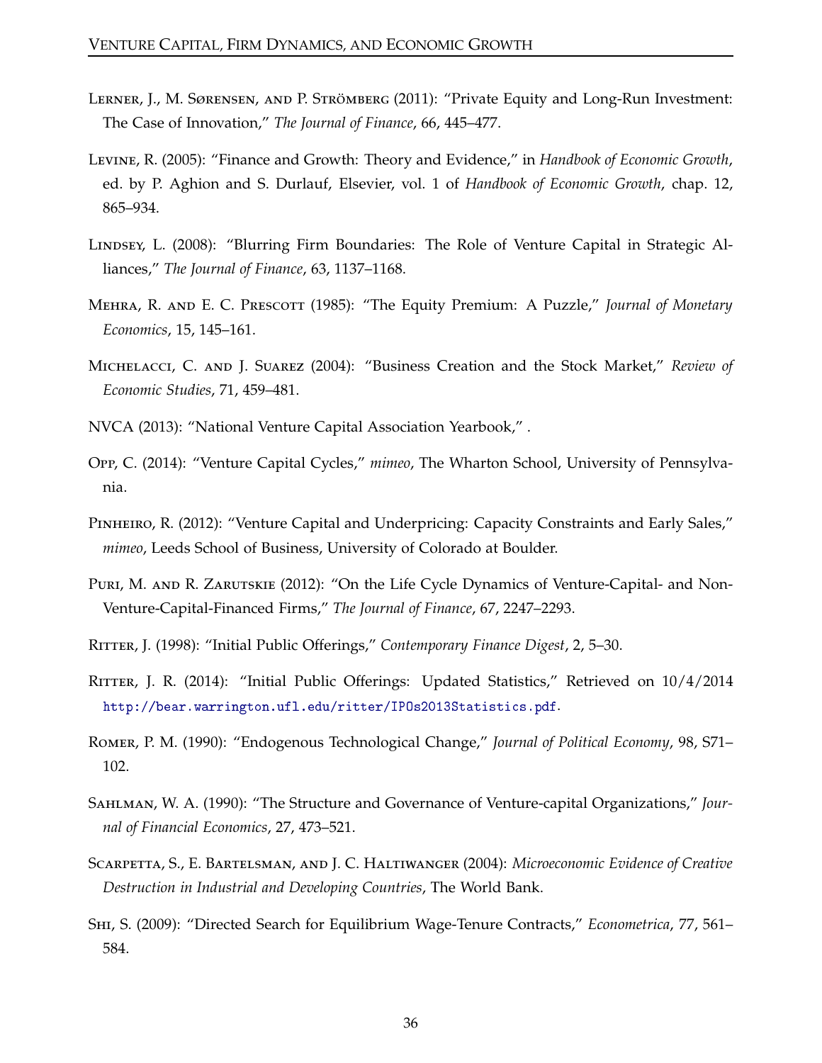Lerner, J., M. Sørensen, and P. Strömberg (2011): "Private Equity and Long-Run Investment: The Case of Innovation," *The Journal of Finance*, 66, 445–477.

Levine, R. (2005): "Finance and Growth: Theory and Evidence," in *Handbook of Economic Growth*, ed. by P. Aghion and S. Durlauf, Elsevier, vol. 1 of *Handbook of Economic Growth*, chap. 12, 865–934.

Lindsey, L. (2008): "Blurring Firm Boundaries: The Role of Venture Capital in Strategic Alliances," *The Journal of Finance*, 63, 1137–1168.

Mehra, R. and E. C. Prescott (1985): "The Equity Premium: A Puzzle," *Journal of Monetary Economics*, 15, 145–161.

Michelacci, C. and J. Suarez (2004): "Business Creation and the Stock Market," *Review of Economic Studies*, 71, 459–481.

NVCA (2013): "National Venture Capital Association Yearbook," .

Opp, C. (2014): "Venture Capital Cycles," *mimeo*, The Wharton School, University of Pennsylvania.

Pinheiro, R. (2012): "Venture Capital and Underpricing: Capacity Constraints and Early Sales," *mimeo*, Leeds School of Business, University of Colorado at Boulder.

Puri, M. and R. Zarutskie (2012): "On the Life Cycle Dynamics of Venture-Capital- and Non-Venture-Capital-Financed Firms," *The Journal of Finance*, 67, 2247–2293.

Ritter, J. (1998): "Initial Public Offerings," *Contemporary Finance Digest*, 2, 5–30.

Ritter, J. R. (2014): "Initial Public Offerings: Updated Statistics," Retrieved on 10/4/2014 http://bear.warrington.ufl.edu/ritter/IPOs2013Statistics.pdf.

Romer, P. M. (1990): "Endogenous Technological Change," *Journal of Political Economy*, 98, S71–102.

Sahlman, W. A. (1990): "The Structure and Governance of Venture-capital Organizations," *Journal of Financial Economics*, 27, 473–521.

Scarpetta, S., E. Bartelsman, and J. C. Haltiwanger (2004): *Microeconomic Evidence of Creative Destruction in Industrial and Developing Countries*, The World Bank.

Shi, S. (2009): "Directed Search for Equilibrium Wage-Tenure Contracts," *Econometrica*, 77, 561–584.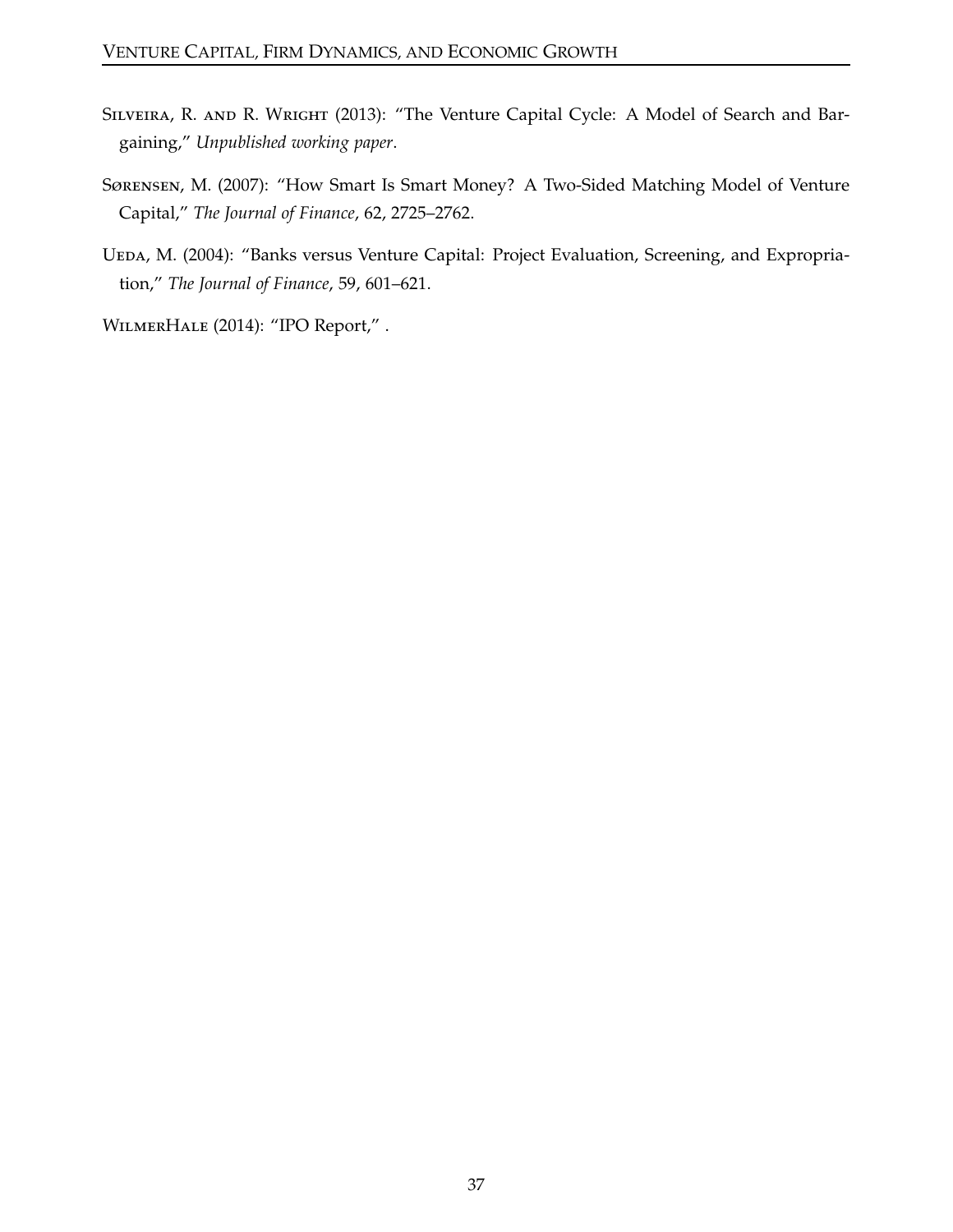Silveira, R. and R. Wright (2013): "The Venture Capital Cycle: A Model of Search and Bargaining," *Unpublished working paper*.

Sørensen, M. (2007): "How Smart Is Smart Money? A Two-Sided Matching Model of Venture Capital," *The Journal of Finance*, 62, 2725–2762.

Ueda, M. (2004): "Banks versus Venture Capital: Project Evaluation, Screening, and Expropriation," *The Journal of Finance*, 59, 601–621.

WilmerHale (2014): "IPO Report," .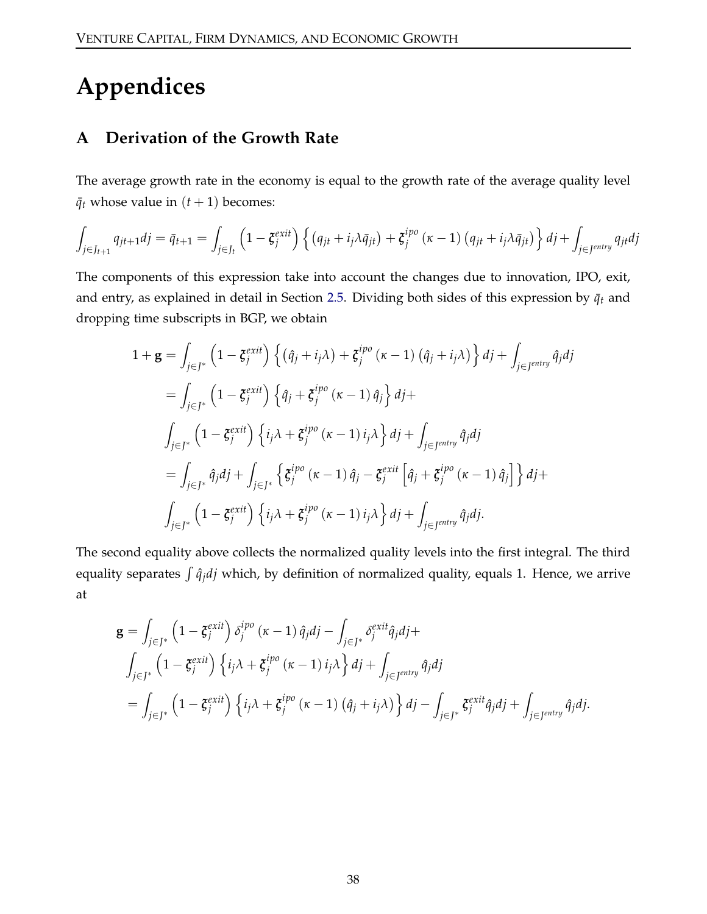# Appendices

## A Derivation of the Growth Rate

The average growth rate in the economy is equal to the growth rate of the average quality level $\bar{q}_t$ whose value in $(t+1)$ becomes:

$$\int_{j \in J_{t+1}} q_{jt+1} dj = \bar{q}_{t+1} = \int_{j \in J_t} \left(1 - \xi_j^{exit}\right) \left\{ \left(q_{jt} + i_j \lambda \bar{q}_{jt}\right) + \xi_j^{ipo} \left(\kappa - 1\right) \left(q_{jt} + i_j \lambda \bar{q}_{jt}\right) \right\} dj + \int_{j \in J^{entry}} q_{jt} dj$$

The components of this expression take into account the changes due to innovation, IPO, exit, and entry, as explained in detail in Section 2.5. Dividing both sides of this expression by $\bar{q}_t$ and dropping time subscripts in BGP, we obtain

$$\begin{aligned}
1 + \mathbf{g} &= \int_{j \in J^*} \left(1 - \xi_j^{exit}\right) \left\{ \left(\hat{q}_j + i_j \lambda\right) + \xi_j^{ipo} \left(\kappa - 1\right) \left(\hat{q}_j + i_j \lambda\right) \right\} dj + \int_{j \in J^{entry}} \hat{q}_j dj \\
&= \int_{j \in J^*} \left(1 - \xi_j^{exit}\right) \left\{ \hat{q}_j + \xi_j^{ipo} \left(\kappa - 1\right) \hat{q}_j \right\} dj + \\
&\int_{j \in J^*} \left(1 - \xi_j^{exit}\right) \left\{ i_j \lambda + \xi_j^{ipo} \left(\kappa - 1\right) i_j \lambda \right\} dj + \int_{j \in J^{entry}} \hat{q}_j dj \\
&= \int_{j \in J^*} \hat{q}_j dj + \int_{j \in J^*} \left\{ \xi_j^{ipo} \left(\kappa - 1\right) \hat{q}_j - \xi_j^{exit} \left[ \hat{q}_j + \xi_j^{ipo} \left(\kappa - 1\right) \hat{q}_j \right] \right\} dj + \\
&\int_{j \in J^*} \left(1 - \xi_j^{exit}\right) \left\{ i_j \lambda + \xi_j^{ipo} \left(\kappa - 1\right) i_j \lambda \right\} dj + \int_{j \in J^{entry}} \hat{q}_j dj.
\end{aligned}$$

The second equality above collects the normalized quality levels into the first integral. The third equality separates $\int \hat{q}_j dj$ which, by definition of normalized quality, equals 1. Hence, we arrive at

$$\begin{aligned}
\mathbf{g} &= \int_{j \in J^*} \left(1 - \xi_j^{exit}\right) \delta_j^{ipo} \left(\kappa - 1\right) \hat{q}_j dj - \int_{j \in J^*} \delta_j^{exit} \hat{q}_j dj + \\
&\int_{j \in J^*} \left(1 - \xi_j^{exit}\right) \left\{ i_j \lambda + \xi_j^{ipo} \left(\kappa - 1\right) i_j \lambda \right\} dj + \int_{j \in J^{entry}} \hat{q}_j dj \\
&= \int_{j \in J^*} \left(1 - \xi_j^{exit}\right) \left\{ i_j \lambda + \xi_j^{ipo} \left(\kappa - 1\right) \left(\hat{q}_j + i_j \lambda\right) \right\} dj - \int_{j \in J^*} \xi_j^{exit} \hat{q}_j dj + \int_{j \in J^{entry}} \hat{q}_j dj.
\end{aligned}$$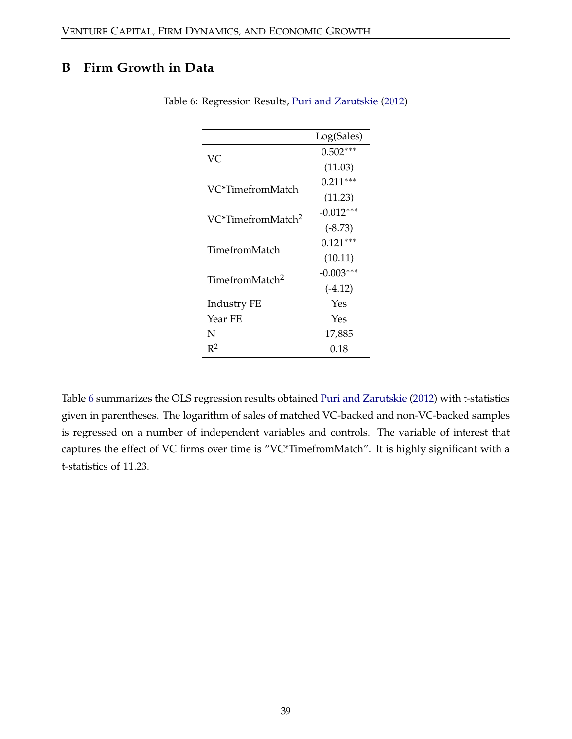## B Firm Growth in Data

Table 6: Regression Results, Puri and Zarutskie (2012)

| | Log(Sales) |
|---|---|
| VC | 0.502*** |
| | (11.03) |
| VC*TimefromMatch | 0.211*** |
| | (11.23) |
| VC*TimefromMatch$^2$ | -0.012*** |
| | (-8.73) |
| TimefromMatch | 0.121*** |
| | (10.11) |
| TimefromMatch$^2$ | -0.003*** |
| | (-4.12) |
| Industry FE | Yes |
| Year FE | Yes |
| N | 17,885 |
| $R^2$ | 0.18 |

Table 6 summarizes the OLS regression results obtained Puri and Zarutskie (2012) with t-statistics given in parentheses. The logarithm of sales of matched VC-backed and non-VC-backed samples is regressed on a number of independent variables and controls. The variable of interest that captures the effect of VC firms over time is "VC*TimefromMatch". It is highly significant with a t-statistics of 11.23.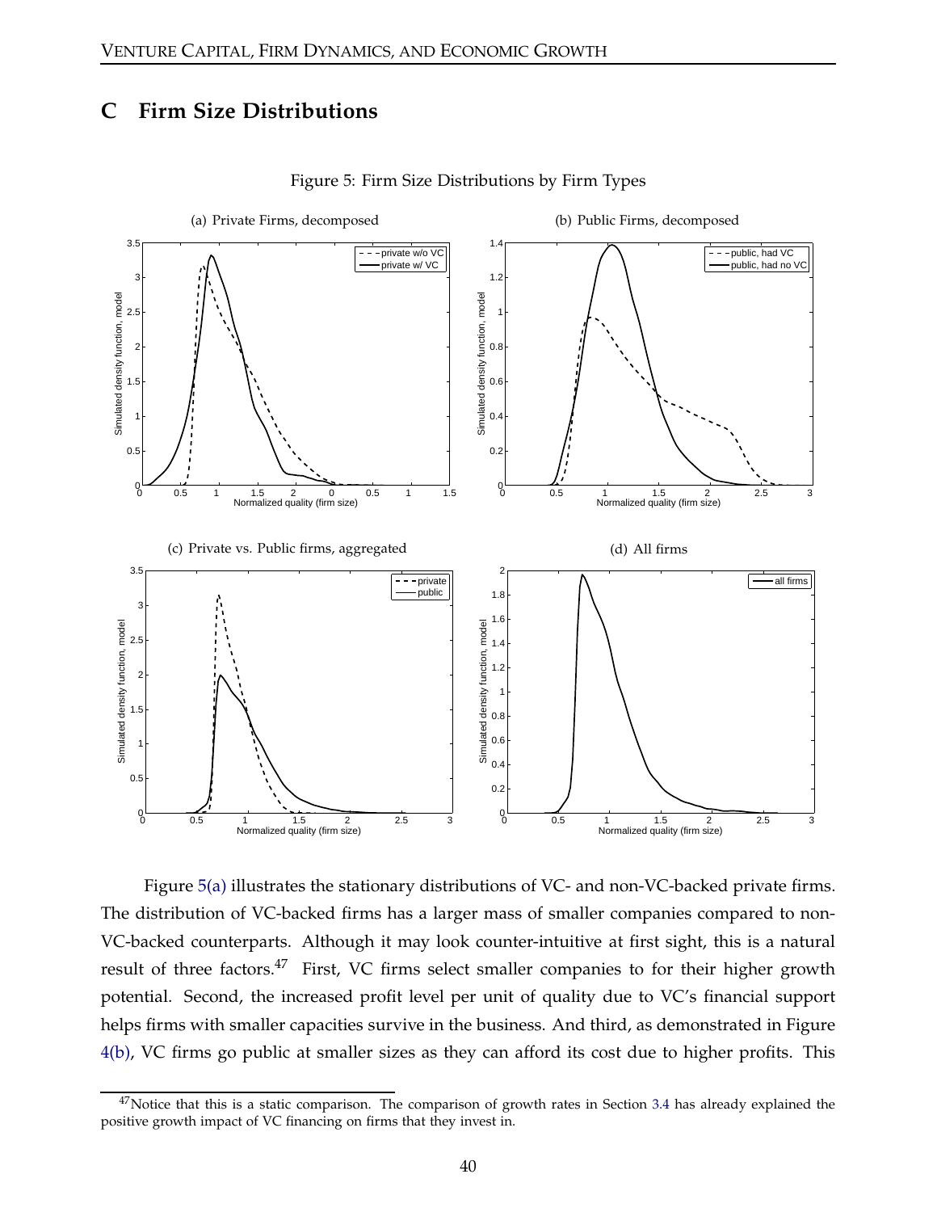## C Firm Size Distributions

Figure 5: Firm Size Distributions by Firm Types

(a) Private Firms, decomposed

(b) Public Firms, decomposed

(c) Private vs. Public firms, aggregated

(d) All firms

Figure 5(a) illustrates the stationary distributions of VC- and non-VC-backed private firms. The distribution of VC-backed firms has a larger mass of smaller companies compared to non-VC-backed counterparts. Although it may look counter-intuitive at first sight, this is a natural result of three factors.[47] First, VC firms select smaller companies to for their higher growth potential. Second, the increased profit level per unit of quality due to VC's financial support helps firms with smaller capacities survive in the business. And third, as demonstrated in Figure 4(b), VC firms go public at smaller sizes as they can afford its cost due to higher profits. This

[47] Notice that this is a static comparison. The comparison of growth rates in Section 3.4 has already explained the positive growth impact of VC financing on firms that they invest in.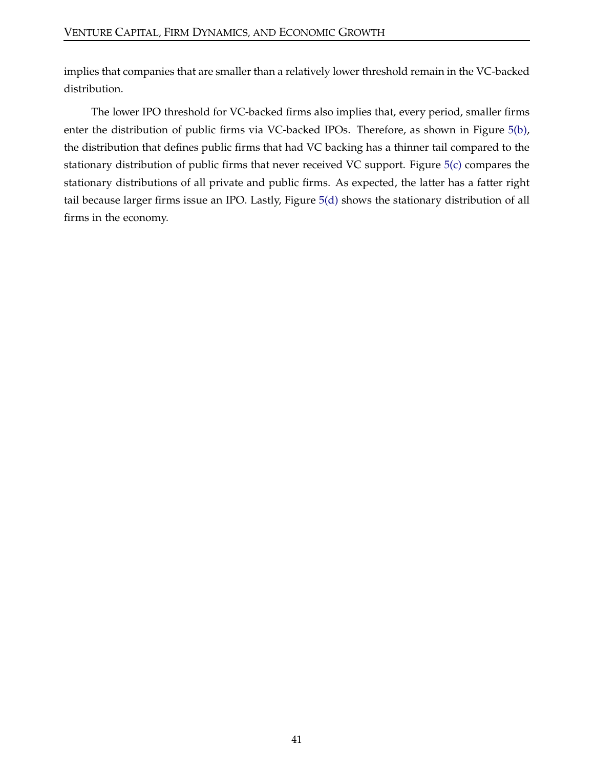implies that companies that are smaller than a relatively lower threshold remain in the VC-backed distribution.

The lower IPO threshold for VC-backed firms also implies that, every period, smaller firms enter the distribution of public firms via VC-backed IPOs. Therefore, as shown in Figure 5(b), the distribution that defines public firms that had VC backing has a thinner tail compared to the stationary distribution of public firms that never received VC support. Figure 5(c) compares the stationary distributions of all private and public firms. As expected, the latter has a fatter right tail because larger firms issue an IPO. Lastly, Figure 5(d) shows the stationary distribution of all firms in the economy.